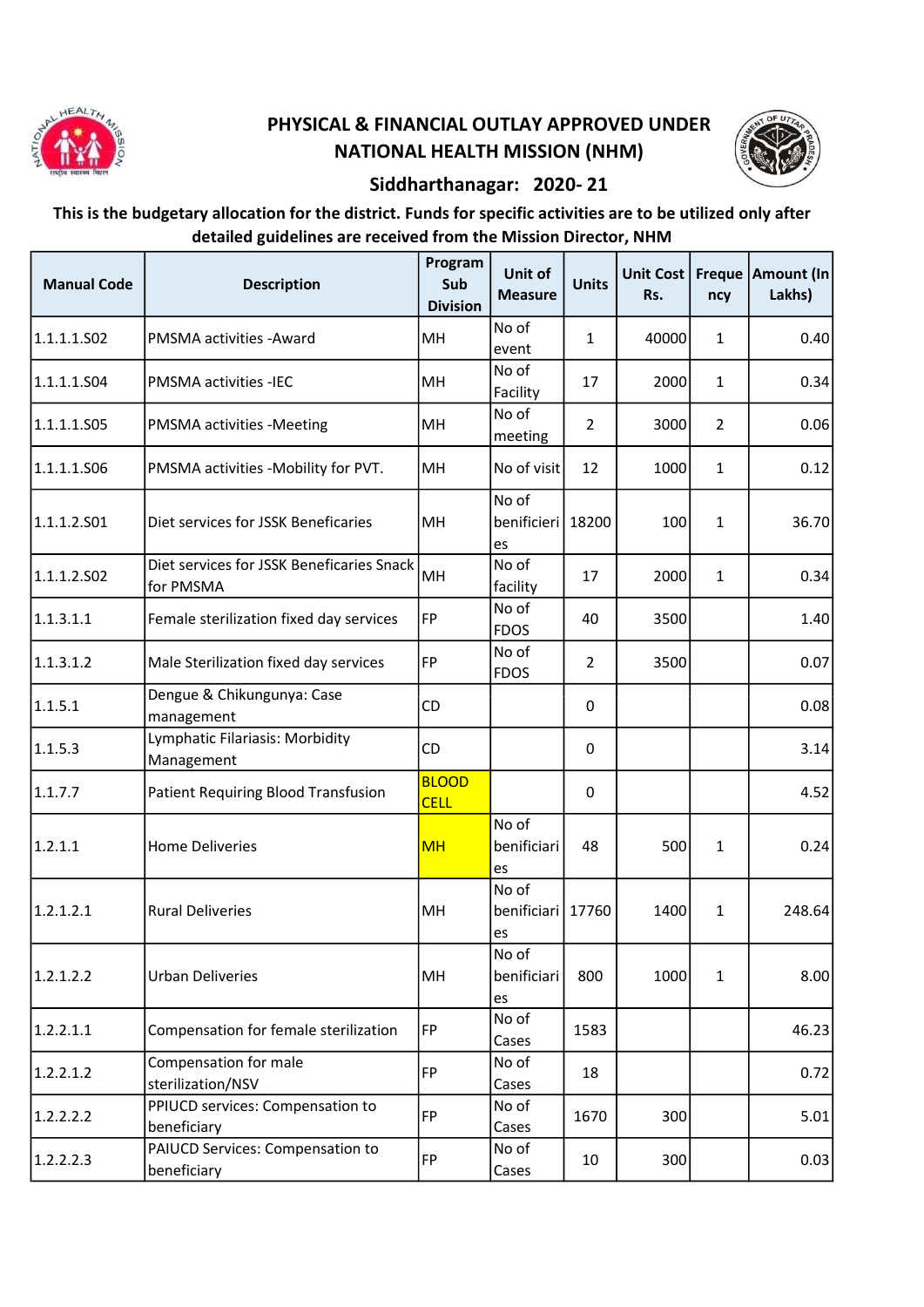# PHYSICAL & FINANCIAL OUTLAY APPROVED UNDER NATIONAL HEALTH MISSION (NHM)

## Siddharthanagar: 2020- 21

**This is the budgetary allocation for the district. Funds for specific activities are to be utilized only after detailed guidelines are received from the Mission Director, NHM**

| Manual Code | Description | Program Sub Division | Unit of Measure | Units | Unit Cost Rs. | Frequency | Amount (In Lakhs) |
|---|---|---|---|---|---|---|---|
| 1.1.1.1.S02 | PMSMA activities -Award | MH | No of event | 1 | 40000 | 1 | 0.40 |
| 1.1.1.1.S04 | PMSMA activities -IEC | MH | No of Facility | 17 | 2000 | 1 | 0.34 |
| 1.1.1.1.S05 | PMSMA activities -Meeting | MH | No of meeting | 2 | 3000 | 2 | 0.06 |
| 1.1.1.1.S06 | PMSMA activities -Mobility for PVT. | MH | No of visit | 12 | 1000 | 1 | 0.12 |
| 1.1.1.2.S01 | Diet services for JSSK Beneficaries | MH | No of benificieries | 18200 | 100 | 1 | 36.70 |
| 1.1.1.2.S02 | Diet services for JSSK Beneficaries Snack for PMSMA | MH | No of facility | 17 | 2000 | 1 | 0.34 |
| 1.1.3.1.1 | Female sterilization fixed day services | FP | No of FDOS | 40 | 3500 | | 1.40 |
| 1.1.3.1.2 | Male Sterilization fixed day services | FP | No of FDOS | 2 | 3500 | | 0.07 |
| 1.1.5.1 | Dengue & Chikungunya: Case management | CD | | 0 | | | 0.08 |
| 1.1.5.3 | Lymphatic Filariasis: Morbidity Management | CD | | 0 | | | 3.14 |
| 1.1.7.7 | Patient Requiring Blood Transfusion | BLOOD CELL | | 0 | | | 4.52 |
| 1.2.1.1 | Home Deliveries | MH | No of benificiaries | 48 | 500 | 1 | 0.24 |
| 1.2.1.2.1 | Rural Deliveries | MH | No of benificiaries | 17760 | 1400 | 1 | 248.64 |
| 1.2.1.2.2 | Urban Deliveries | MH | No of benificiaries | 800 | 1000 | 1 | 8.00 |
| 1.2.2.1.1 | Compensation for female sterilization | FP | No of Cases | 1583 | | | 46.23 |
| 1.2.2.1.2 | Compensation for male sterilization/NSV | FP | No of Cases | 18 | | | 0.72 |
| 1.2.2.2.2 | PPIUCD services: Compensation to beneficiary | FP | No of Cases | 1670 | 300 | | 5.01 |
| 1.2.2.2.3 | PAIUCD Services: Compensation to beneficiary | FP | No of Cases | 10 | 300 | | 0.03 |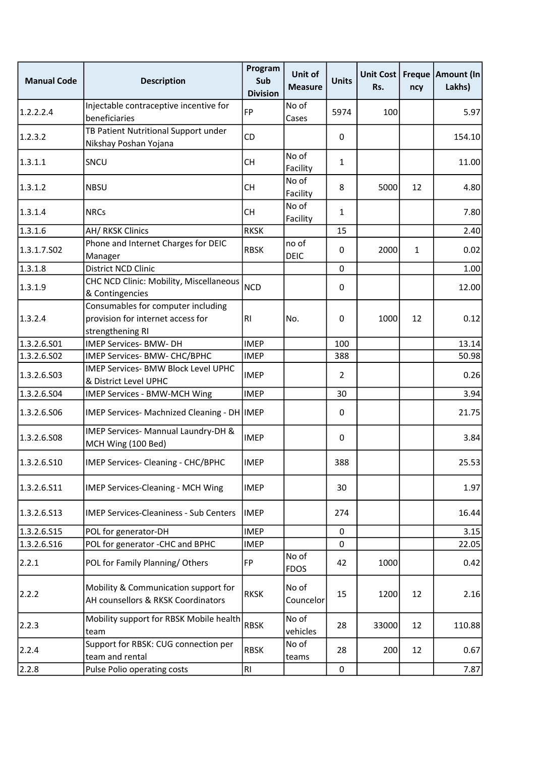| Manual Code | Description | Program Sub Division | Unit of Measure | Units | Unit Cost Rs. | Frequency | Amount (In Lakhs) |
|---|---|---|---|---|---|---|---|
| 1.2.2.2.4 | Injectable contraceptive incentive for beneficiaries | FP | No of Cases | 5974 | 100 | | 5.97 |
| 1.2.3.2 | TB Patient Nutritional Support under Nikshay Poshan Yojana | CD | | 0 | | | 154.10 |
| 1.3.1.1 | SNCU | CH | No of Facility | 1 | | | 11.00 |
| 1.3.1.2 | NBSU | CH | No of Facility | 8 | 5000 | 12 | 4.80 |
| 1.3.1.4 | NRCs | CH | No of Facility | 1 | | | 7.80 |
| 1.3.1.6 | AH/ RKSK Clinics | RKSK | | 15 | | | 2.40 |
| 1.3.1.7.S02 | Phone and Internet Charges for DEIC Manager | RBSK | no of DEIC | 0 | 2000 | 1 | 0.02 |
| 1.3.1.8 | District NCD Clinic | | | 0 | | | 1.00 |
| 1.3.1.9 | CHC NCD Clinic: Mobility, Miscellaneous & Contingencies | NCD | | 0 | | | 12.00 |
| 1.3.2.4 | Consumables for computer including provision for internet access for strengthening RI | RI | No. | 0 | 1000 | 12 | 0.12 |
| 1.3.2.6.S01 | IMEP Services- BMW- DH | IMEP | | 100 | | | 13.14 |
| 1.3.2.6.S02 | IMEP Services- BMW- CHC/BPHC | IMEP | | 388 | | | 50.98 |
| 1.3.2.6.S03 | IMEP Services- BMW Block Level UPHC & District Level UPHC | IMEP | | 2 | | | 0.26 |
| 1.3.2.6.S04 | IMEP Services - BMW-MCH Wing | IMEP | | 30 | | | 3.94 |
| 1.3.2.6.S06 | IMEP Services- Machnized Cleaning - DH | IMEP | | 0 | | | 21.75 |
| 1.3.2.6.S08 | IMEP Services- Mannual Laundry-DH & MCH Wing (100 Bed) | IMEP | | 0 | | | 3.84 |
| 1.3.2.6.S10 | IMEP Services- Cleaning - CHC/BPHC | IMEP | | 388 | | | 25.53 |
| 1.3.2.6.S11 | IMEP Services-Cleaning - MCH Wing | IMEP | | 30 | | | 1.97 |
| 1.3.2.6.S13 | IMEP Services-Cleaniness - Sub Centers | IMEP | | 274 | | | 16.44 |
| 1.3.2.6.S15 | POL for generator-DH | IMEP | | 0 | | | 3.15 |
| 1.3.2.6.S16 | POL for generator -CHC and BPHC | IMEP | | 0 | | | 22.05 |
| 2.2.1 | POL for Family Planning/ Others | FP | No of FDOS | 42 | 1000 | | 0.42 |
| 2.2.2 | Mobility & Communication support for AH counsellors & RKSK Coordinators | RKSK | No of Councelor | 15 | 1200 | 12 | 2.16 |
| 2.2.3 | Mobility support for RBSK Mobile health team | RBSK | No of vehicles | 28 | 33000 | 12 | 110.88 |
| 2.2.4 | Support for RBSK: CUG connection per team and rental | RBSK | No of teams | 28 | 200 | 12 | 0.67 |
| 2.2.8 | Pulse Polio operating costs | RI | | 0 | | | 7.87 |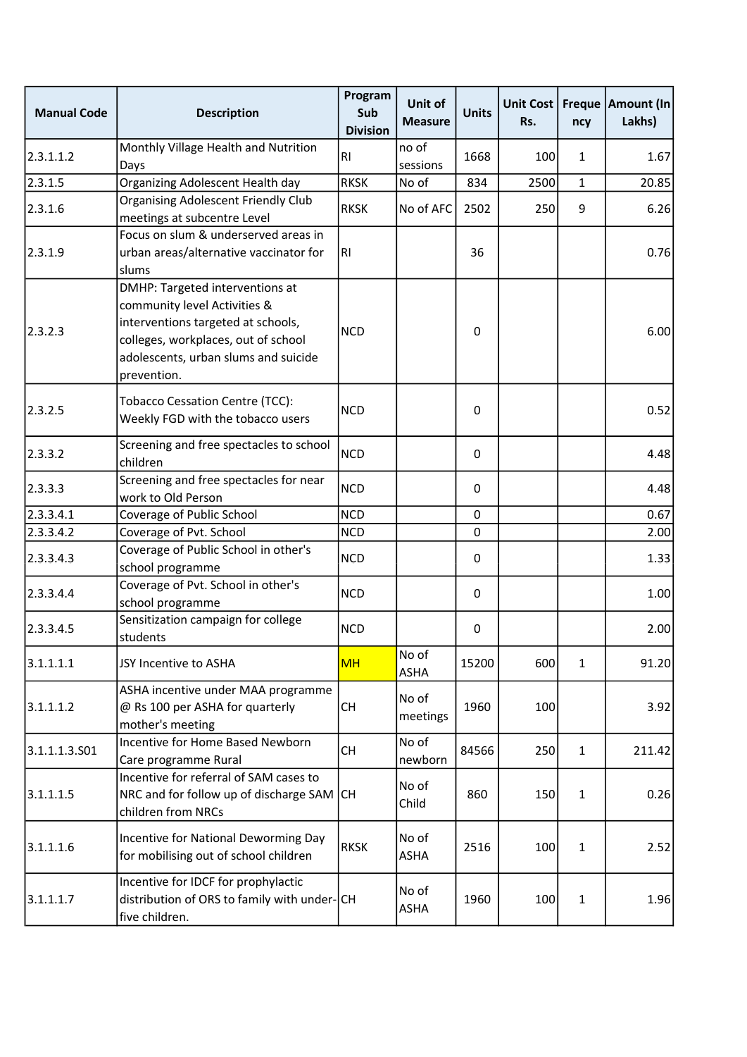| Manual Code | Description | Program Sub Division | Unit of Measure | Units | Unit Cost Rs. | Frequency | Amount (In Lakhs) |
|---|---|---|---|---|---|---|---|
| 2.3.1.1.2 | Monthly Village Health and Nutrition Days | RI | no of sessions | 1668 | 100 | 1 | 1.67 |
| 2.3.1.5 | Organizing Adolescent Health day | RKSK | No of | 834 | 2500 | 1 | 20.85 |
| 2.3.1.6 | Organising Adolescent Friendly Club meetings at subcentre Level | RKSK | No of AFC | 2502 | 250 | 9 | 6.26 |
| 2.3.1.9 | Focus on slum & underserved areas in urban areas/alternative vaccinator for slums | RI | | 36 | | | 0.76 |
| 2.3.2.3 | DMHP: Targeted interventions at community level Activities & interventions targeted at schools, colleges, workplaces, out of school adolescents, urban slums and suicide prevention. | NCD | | 0 | | | 6.00 |
| 2.3.2.5 | Tobacco Cessation Centre (TCC): Weekly FGD with the tobacco users | NCD | | 0 | | | 0.52 |
| 2.3.3.2 | Screening and free spectacles to school children | NCD | | 0 | | | 4.48 |
| 2.3.3.3 | Screening and free spectacles for near work to Old Person | NCD | | 0 | | | 4.48 |
| 2.3.3.4.1 | Coverage of Public School | NCD | | 0 | | | 0.67 |
| 2.3.3.4.2 | Coverage of Pvt. School | NCD | | 0 | | | 2.00 |
| 2.3.3.4.3 | Coverage of Public School in other's school programme | NCD | | 0 | | | 1.33 |
| 2.3.3.4.4 | Coverage of Pvt. School in other's school programme | NCD | | 0 | | | 1.00 |
| 2.3.3.4.5 | Sensitization campaign for college students | NCD | | 0 | | | 2.00 |
| 3.1.1.1.1 | JSY Incentive to ASHA | MH | No of ASHA | 15200 | 600 | 1 | 91.20 |
| 3.1.1.1.2 | ASHA incentive under MAA programme @ Rs 100 per ASHA for quarterly mother's meeting | CH | No of meetings | 1960 | 100 | | 3.92 |
| 3.1.1.1.3.S01 | Incentive for Home Based Newborn Care programme Rural | CH | No of newborn | 84566 | 250 | 1 | 211.42 |
| 3.1.1.1.5 | Incentive for referral of SAM cases to NRC and for follow up of discharge SAM children from NRCs | CH | No of Child | 860 | 150 | 1 | 0.26 |
| 3.1.1.1.6 | Incentive for National Deworming Day for mobilising out of school children | RKSK | No of ASHA | 2516 | 100 | 1 | 2.52 |
| 3.1.1.1.7 | Incentive for IDCF for prophylactic distribution of ORS to family with under-five children. | CH | No of ASHA | 1960 | 100 | 1 | 1.96 |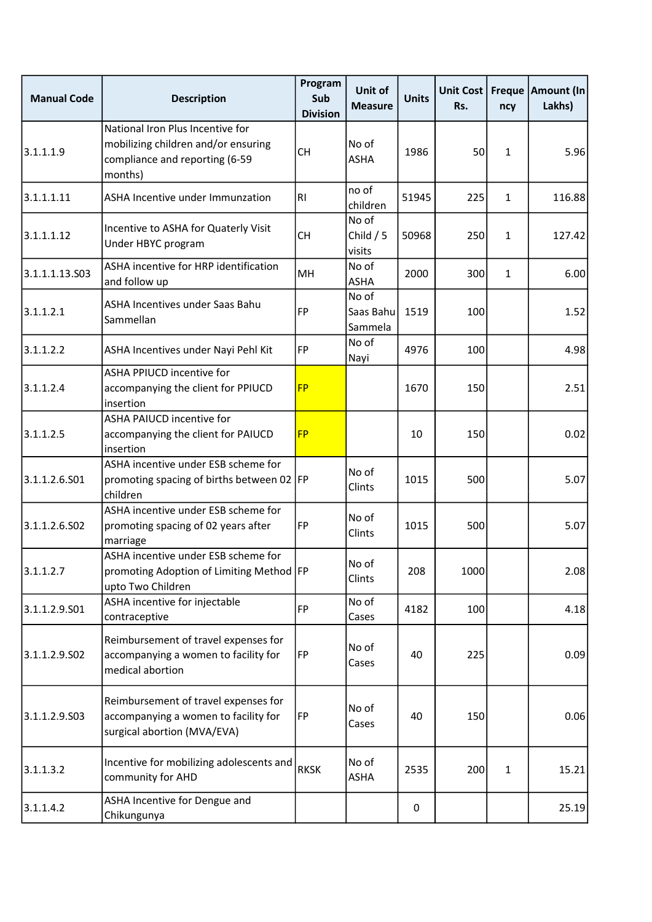| Manual Code | Description | Program Sub Division | Unit of Measure | Units | Unit Cost Rs. | Frequency | Amount (In Lakhs) |
|---|---|---|---|---|---|---|---|
| 3.1.1.1.9 | National Iron Plus Incentive for mobilizing children and/or ensuring compliance and reporting (6-59 months) | CH | No of ASHA | 1986 | 50 | 1 | 5.96 |
| 3.1.1.1.11 | ASHA Incentive under Immunzation | RI | no of children | 51945 | 225 | 1 | 116.88 |
| 3.1.1.1.12 | Incentive to ASHA for Quaterly Visit Under HBYC program | CH | No of Child / 5 visits | 50968 | 250 | 1 | 127.42 |
| 3.1.1.1.13.S03 | ASHA incentive for HRP identification and follow up | MH | No of ASHA | 2000 | 300 | 1 | 6.00 |
| 3.1.1.2.1 | ASHA Incentives under Saas Bahu Sammellan | FP | No of Saas Bahu Sammela | 1519 | 100 | | 1.52 |
| 3.1.1.2.2 | ASHA Incentives under Nayi Pehl Kit | FP | No of Nayi | 4976 | 100 | | 4.98 |
| 3.1.1.2.4 | ASHA PPIUCD incentive for accompanying the client for PPIUCD insertion | FP | | 1670 | 150 | | 2.51 |
| 3.1.1.2.5 | ASHA PAIUCD incentive for accompanying the client for PAIUCD insertion | FP | | 10 | 150 | | 0.02 |
| 3.1.1.2.6.S01 | ASHA incentive under ESB scheme for promoting spacing of births between 02 children | FP | No of Clints | 1015 | 500 | | 5.07 |
| 3.1.1.2.6.S02 | ASHA incentive under ESB scheme for promoting spacing of 02 years after marriage | FP | No of Clints | 1015 | 500 | | 5.07 |
| 3.1.1.2.7 | ASHA incentive under ESB scheme for promoting Adoption of Limiting Method upto Two Children | FP | No of Clints | 208 | 1000 | | 2.08 |
| 3.1.1.2.9.S01 | ASHA incentive for injectable contraceptive | FP | No of Cases | 4182 | 100 | | 4.18 |
| 3.1.1.2.9.S02 | Reimbursement of travel expenses for accompanying a women to facility for medical abortion | FP | No of Cases | 40 | 225 | | 0.09 |
| 3.1.1.2.9.S03 | Reimbursement of travel expenses for accompanying a women to facility for surgical abortion (MVA/EVA) | FP | No of Cases | 40 | 150 | | 0.06 |
| 3.1.1.3.2 | Incentive for mobilizing adolescents and community for AHD | RKSK | No of ASHA | 2535 | 200 | 1 | 15.21 |
| 3.1.1.4.2 | ASHA Incentive for Dengue and Chikungunya | | | 0 | | | 25.19 |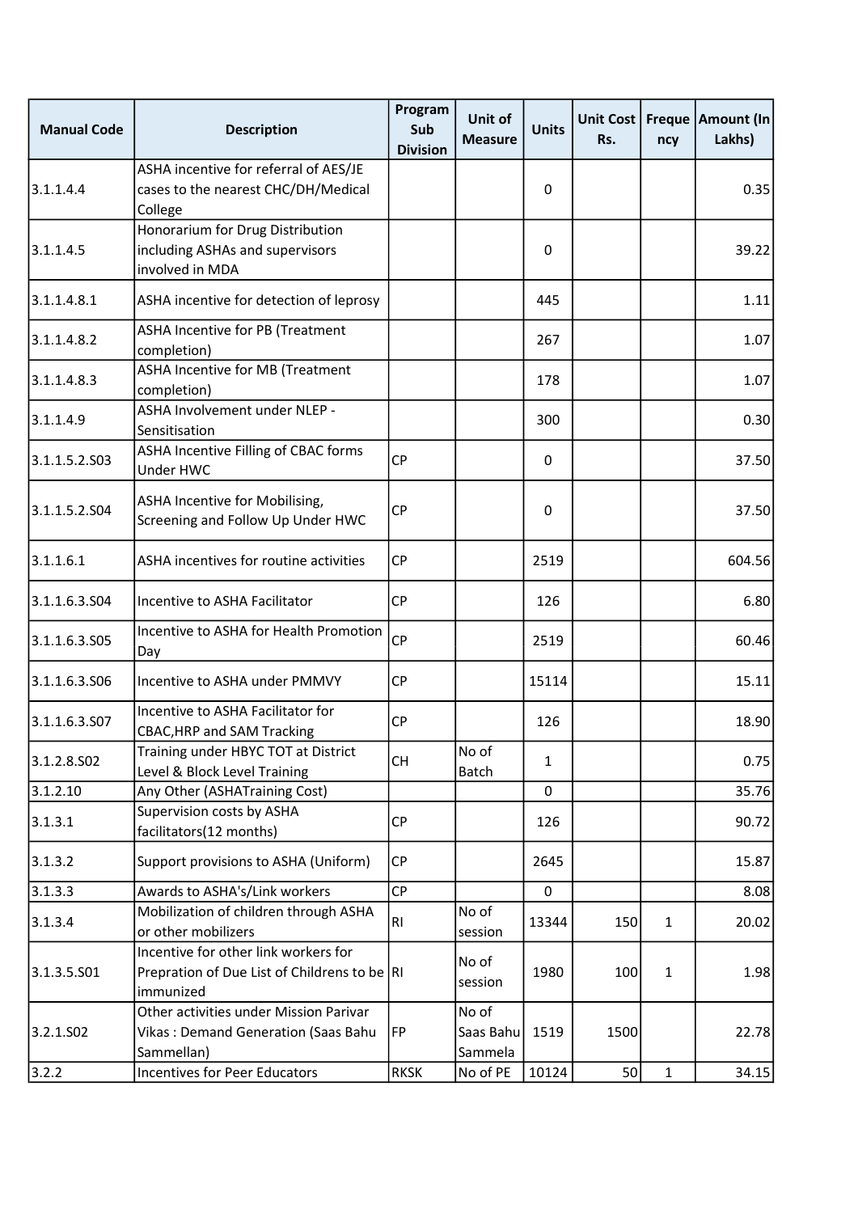| Manual Code | Description | Program Sub Division | Unit of Measure | Units | Unit Cost Rs. | Frequency | Amount (In Lakhs) |
|---|---|---|---|---|---|---|---|
| 3.1.1.4.4 | ASHA incentive for referral of AES/JE cases to the nearest CHC/DH/Medical College | | | 0 | | | 0.35 |
| 3.1.1.4.5 | Honorarium for Drug Distribution including ASHAs and supervisors involved in MDA | | | 0 | | | 39.22 |
| 3.1.1.4.8.1 | ASHA incentive for detection of leprosy | | | 445 | | | 1.11 |
| 3.1.1.4.8.2 | ASHA Incentive for PB (Treatment completion) | | | 267 | | | 1.07 |
| 3.1.1.4.8.3 | ASHA Incentive for MB (Treatment completion) | | | 178 | | | 1.07 |
| 3.1.1.4.9 | ASHA Involvement under NLEP - Sensitisation | | | 300 | | | 0.30 |
| 3.1.1.5.2.S03 | ASHA Incentive Filling of CBAC forms Under HWC | CP | | 0 | | | 37.50 |
| 3.1.1.5.2.S04 | ASHA Incentive for Mobilising, Screening and Follow Up Under HWC | CP | | 0 | | | 37.50 |
| 3.1.1.6.1 | ASHA incentives for routine activities | CP | | 2519 | | | 604.56 |
| 3.1.1.6.3.S04 | Incentive to ASHA Facilitator | CP | | 126 | | | 6.80 |
| 3.1.1.6.3.S05 | Incentive to ASHA for Health Promotion Day | CP | | 2519 | | | 60.46 |
| 3.1.1.6.3.S06 | Incentive to ASHA under PMMVY | CP | | 15114 | | | 15.11 |
| 3.1.1.6.3.S07 | Incentive to ASHA Facilitator for CBAC,HRP and SAM Tracking | CP | | 126 | | | 18.90 |
| 3.1.2.8.S02 | Training under HBYC TOT at District Level & Block Level Training | CH | No of Batch | 1 | | | 0.75 |
| 3.1.2.10 | Any Other (ASHATraining Cost) | | | 0 | | | 35.76 |
| 3.1.3.1 | Supervision costs by ASHA facilitators(12 months) | CP | | 126 | | | 90.72 |
| 3.1.3.2 | Support provisions to ASHA (Uniform) | CP | | 2645 | | | 15.87 |
| 3.1.3.3 | Awards to ASHA's/Link workers | CP | | 0 | | | 8.08 |
| 3.1.3.4 | Mobilization of children through ASHA or other mobilizers | RI | No of session | 13344 | 150 | 1 | 20.02 |
| 3.1.3.5.S01 | Incentive for other link workers for Prepration of Due List of Childrens to be immunized | RI | No of session | 1980 | 100 | 1 | 1.98 |
| 3.2.1.S02 | Other activities under Mission Parivar Vikas : Demand Generation (Saas Bahu Sammellan) | FP | No of Saas Bahu Sammela | 1519 | 1500 | | 22.78 |
| 3.2.2 | Incentives for Peer Educators | RKSK | No of PE | 10124 | 50 | 1 | 34.15 |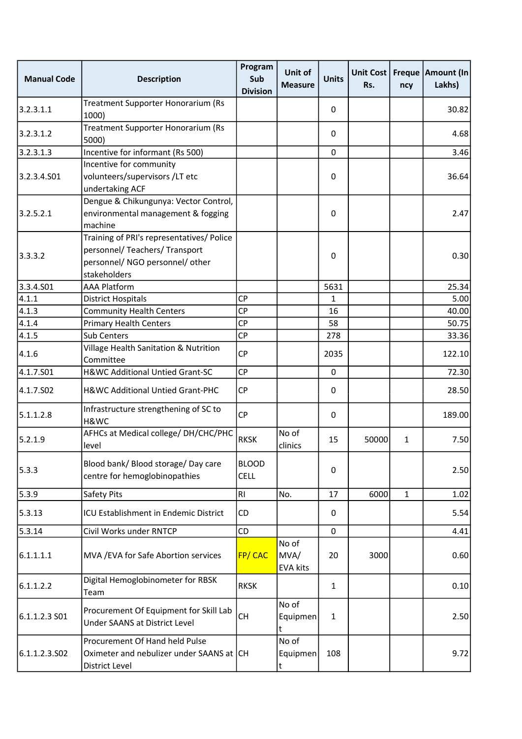| Manual Code | Description | Program Sub Division | Unit of Measure | Units | Unit Cost Rs. | Frequency | Amount (In Lakhs) |
|---|---|---|---|---|---|---|---|
| 3.2.3.1.1 | Treatment Supporter Honorarium (Rs 1000) | | | 0 | | | 30.82 |
| 3.2.3.1.2 | Treatment Supporter Honorarium (Rs 5000) | | | 0 | | | 4.68 |
| 3.2.3.1.3 | Incentive for informant (Rs 500) | | | 0 | | | 3.46 |
| 3.2.3.4.S01 | Incentive for community volunteers/supervisors /LT etc undertaking ACF | | | 0 | | | 36.64 |
| 3.2.5.2.1 | Dengue & Chikungunya: Vector Control, environmental management & fogging machine | | | 0 | | | 2.47 |
| 3.3.3.2 | Training of PRI's representatives/ Police personnel/ Teachers/ Transport personnel/ NGO personnel/ other stakeholders | | | 0 | | | 0.30 |
| 3.3.4.S01 | AAA Platform | | | 5631 | | | 25.34 |
| 4.1.1 | District Hospitals | CP | | 1 | | | 5.00 |
| 4.1.3 | Community Health Centers | CP | | 16 | | | 40.00 |
| 4.1.4 | Primary Health Centers | CP | | 58 | | | 50.75 |
| 4.1.5 | Sub Centers | CP | | 278 | | | 33.36 |
| 4.1.6 | Village Health Sanitation & Nutrition Committee | CP | | 2035 | | | 122.10 |
| 4.1.7.S01 | H&WC Additional Untied Grant-SC | CP | | 0 | | | 72.30 |
| 4.1.7.S02 | H&WC Additional Untied Grant-PHC | CP | | 0 | | | 28.50 |
| 5.1.1.2.8 | Infrastructure strengthening of SC to H&WC | CP | | 0 | | | 189.00 |
| 5.2.1.9 | AFHCs at Medical college/ DH/CHC/PHC level | RKSK | No of clinics | 15 | 50000 | 1 | 7.50 |
| 5.3.3 | Blood bank/ Blood storage/ Day care centre for hemoglobinopathies | BLOOD CELL | | 0 | | | 2.50 |
| 5.3.9 | Safety Pits | RI | No. | 17 | 6000 | 1 | 1.02 |
| 5.3.13 | ICU Establishment in Endemic District | CD | | 0 | | | 5.54 |
| 5.3.14 | Civil Works under RNTCP | CD | | 0 | | | 4.41 |
| 6.1.1.1.1 | MVA /EVA for Safe Abortion services | FP/ CAC | No of MVA/ EVA kits | 20 | 3000 | | 0.60 |
| 6.1.1.2.2 | Digital Hemoglobinometer for RBSK Team | RKSK | | 1 | | | 0.10 |
| 6.1.1.2.3 S01 | Procurement Of Equipment for Skill Lab Under SAANS at District Level | CH | No of Equipment | 1 | | | 2.50 |
| 6.1.1.2.3.S02 | Procurement Of Hand held Pulse Oximeter and nebulizer under SAANS at District Level | CH | No of Equipment | 108 | | | 9.72 |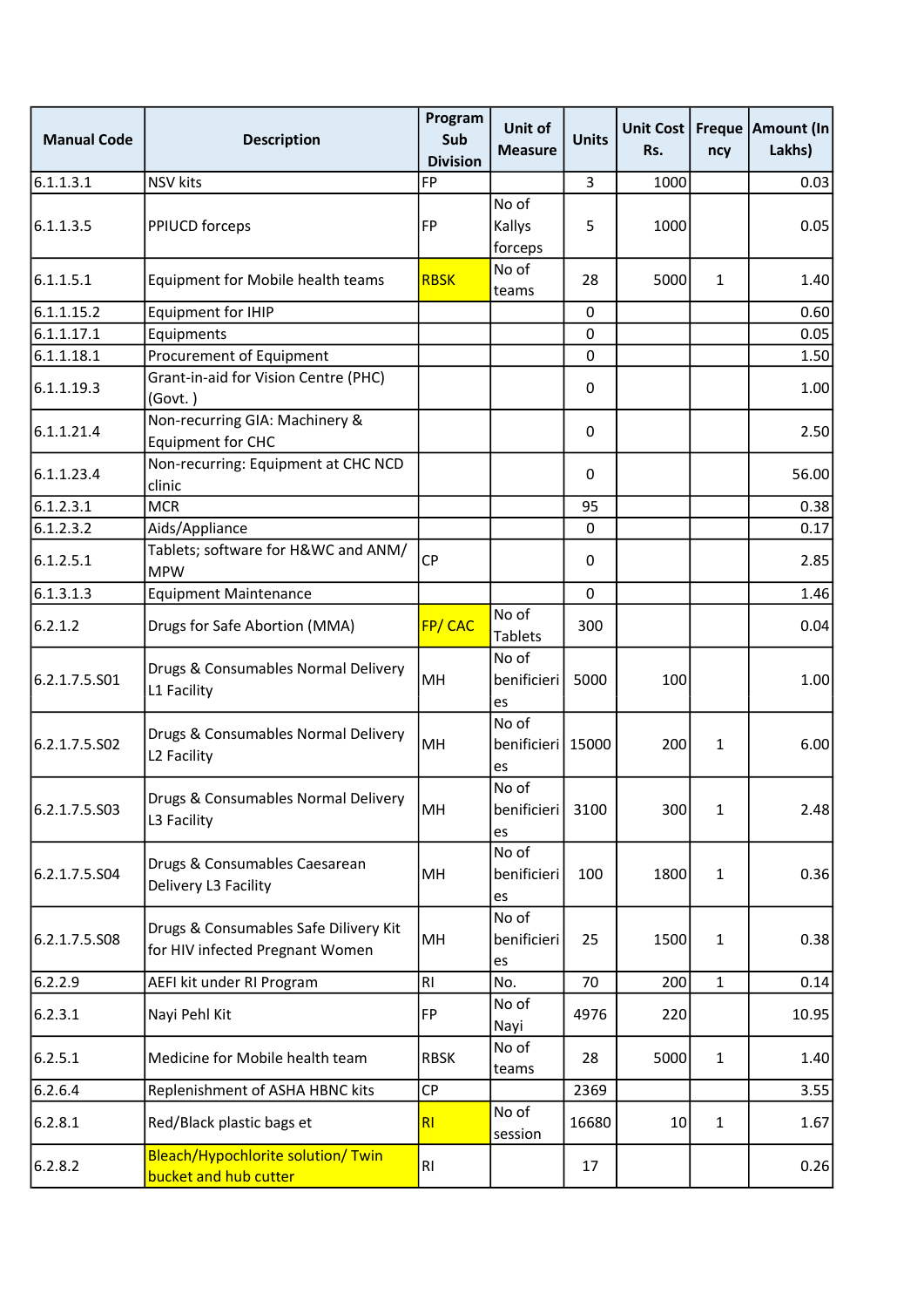| Manual Code | Description | Program Sub Division | Unit of Measure | Units | Unit Cost Rs. | Frequency | Amount (In Lakhs) |
|---|---|---|---|---|---|---|---|
| 6.1.1.3.1 | NSV kits | FP | | 3 | 1000 | | 0.03 |
| 6.1.1.3.5 | PPIUCD forceps | FP | No of Kallys forceps | 5 | 1000 | | 0.05 |
| 6.1.1.5.1 | Equipment for Mobile health teams | RBSK | No of teams | 28 | 5000 | 1 | 1.40 |
| 6.1.1.15.2 | Equipment for IHIP | | | 0 | | | 0.60 |
| 6.1.1.17.1 | Equipments | | | 0 | | | 0.05 |
| 6.1.1.18.1 | Procurement of Equipment | | | 0 | | | 1.50 |
| 6.1.1.19.3 | Grant-in-aid for Vision Centre (PHC) (Govt. ) | | | 0 | | | 1.00 |
| 6.1.1.21.4 | Non-recurring GIA: Machinery & Equipment for CHC | | | 0 | | | 2.50 |
| 6.1.1.23.4 | Non-recurring: Equipment at CHC NCD clinic | | | 0 | | | 56.00 |
| 6.1.2.3.1 | MCR | | | 95 | | | 0.38 |
| 6.1.2.3.2 | Aids/Appliance | | | 0 | | | 0.17 |
| 6.1.2.5.1 | Tablets; software for H&WC and ANM/ MPW | CP | | 0 | | | 2.85 |
| 6.1.3.1.3 | Equipment Maintenance | | | 0 | | | 1.46 |
| 6.2.1.2 | Drugs for Safe Abortion (MMA) | FP/ CAC | No of Tablets | 300 | | | 0.04 |
| 6.2.1.7.5.S01 | Drugs & Consumables Normal Delivery L1 Facility | MH | No of benificieries | 5000 | 100 | | 1.00 |
| 6.2.1.7.5.S02 | Drugs & Consumables Normal Delivery L2 Facility | MH | No of benificieries | 15000 | 200 | 1 | 6.00 |
| 6.2.1.7.5.S03 | Drugs & Consumables Normal Delivery L3 Facility | MH | No of benificieries | 3100 | 300 | 1 | 2.48 |
| 6.2.1.7.5.S04 | Drugs & Consumables Caesarean Delivery L3 Facility | MH | No of benificieries | 100 | 1800 | 1 | 0.36 |
| 6.2.1.7.5.S08 | Drugs & Consumables Safe Dilivery Kit for HIV infected Pregnant Women | MH | No of benificieries | 25 | 1500 | 1 | 0.38 |
| 6.2.2.9 | AEFI kit under RI Program | RI | No. | 70 | 200 | 1 | 0.14 |
| 6.2.3.1 | Nayi Pehl Kit | FP | No of Nayi | 4976 | 220 | | 10.95 |
| 6.2.5.1 | Medicine for Mobile health team | RBSK | No of teams | 28 | 5000 | 1 | 1.40 |
| 6.2.6.4 | Replenishment of ASHA HBNC kits | CP | | 2369 | | | 3.55 |
| 6.2.8.1 | Red/Black plastic bags et | RI | No of session | 16680 | 10 | 1 | 1.67 |
| 6.2.8.2 | Bleach/Hypochlorite solution/ Twin bucket and hub cutter | RI | | 17 | | | 0.26 |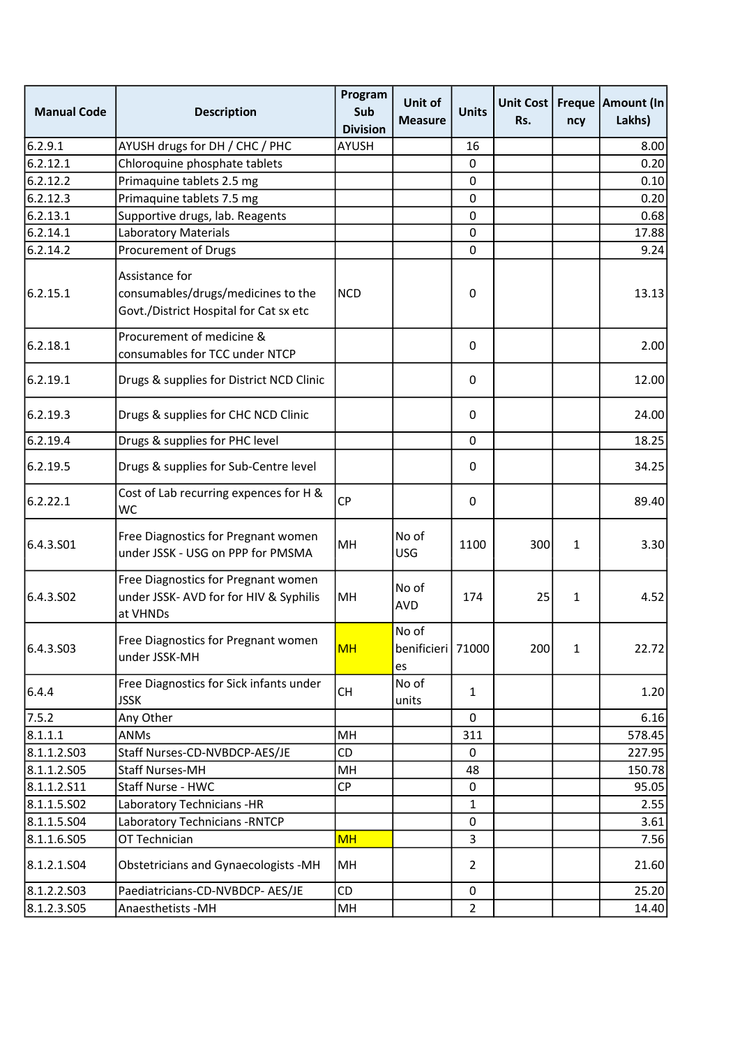| Manual Code | Description | Program Sub Division | Unit of Measure | Units | Unit Cost Rs. | Frequency | Amount (In Lakhs) |
|---|---|---|---|---|---|---|---|
| 6.2.9.1 | AYUSH drugs for DH / CHC / PHC | AYUSH | | 16 | | | 8.00 |
| 6.2.12.1 | Chloroquine phosphate tablets | | | 0 | | | 0.20 |
| 6.2.12.2 | Primaquine tablets 2.5 mg | | | 0 | | | 0.10 |
| 6.2.12.3 | Primaquine tablets 7.5 mg | | | 0 | | | 0.20 |
| 6.2.13.1 | Supportive drugs, lab. Reagents | | | 0 | | | 0.68 |
| 6.2.14.1 | Laboratory Materials | | | 0 | | | 17.88 |
| 6.2.14.2 | Procurement of Drugs | | | 0 | | | 9.24 |
| 6.2.15.1 | Assistance for consumables/drugs/medicines to the Govt./District Hospital for Cat sx etc | NCD | | 0 | | | 13.13 |
| 6.2.18.1 | Procurement of medicine & consumables for TCC under NTCP | | | 0 | | | 2.00 |
| 6.2.19.1 | Drugs & supplies for District NCD Clinic | | | 0 | | | 12.00 |
| 6.2.19.3 | Drugs & supplies for CHC NCD Clinic | | | 0 | | | 24.00 |
| 6.2.19.4 | Drugs & supplies for PHC level | | | 0 | | | 18.25 |
| 6.2.19.5 | Drugs & supplies for Sub-Centre level | | | 0 | | | 34.25 |
| 6.2.22.1 | Cost of Lab recurring expences for H & WC | CP | | 0 | | | 89.40 |
| 6.4.3.S01 | Free Diagnostics for Pregnant women under JSSK - USG on PPP for PMSMA | MH | No of USG | 1100 | 300 | 1 | 3.30 |
| 6.4.3.S02 | Free Diagnostics for Pregnant women under JSSK- AVD for for HIV & Syphilis at VHNDs | MH | No of AVD | 174 | 25 | 1 | 4.52 |
| 6.4.3.S03 | Free Diagnostics for Pregnant women under JSSK-MH | MH | No of benificieries | 71000 | 200 | 1 | 22.72 |
| 6.4.4 | Free Diagnostics for Sick infants under JSSK | CH | No of units | 1 | | | 1.20 |
| 7.5.2 | Any Other | | | 0 | | | 6.16 |
| 8.1.1.1 | ANMs | MH | | 311 | | | 578.45 |
| 8.1.1.2.S03 | Staff Nurses-CD-NVBDCP-AES/JE | CD | | 0 | | | 227.95 |
| 8.1.1.2.S05 | Staff Nurses-MH | MH | | 48 | | | 150.78 |
| 8.1.1.2.S11 | Staff Nurse - HWC | CP | | 0 | | | 95.05 |
| 8.1.1.5.S02 | Laboratory Technicians -HR | | | 1 | | | 2.55 |
| 8.1.1.5.S04 | Laboratory Technicians -RNTCP | | | 0 | | | 3.61 |
| 8.1.1.6.S05 | OT Technician | MH | | 3 | | | 7.56 |
| 8.1.2.1.S04 | Obstetricians and Gynaecologists -MH | MH | | 2 | | | 21.60 |
| 8.1.2.2.S03 | Paediatricians-CD-NVBDCP- AES/JE | CD | | 0 | | | 25.20 |
| 8.1.2.3.S05 | Anaesthetists -MH | MH | | 2 | | | 14.40 |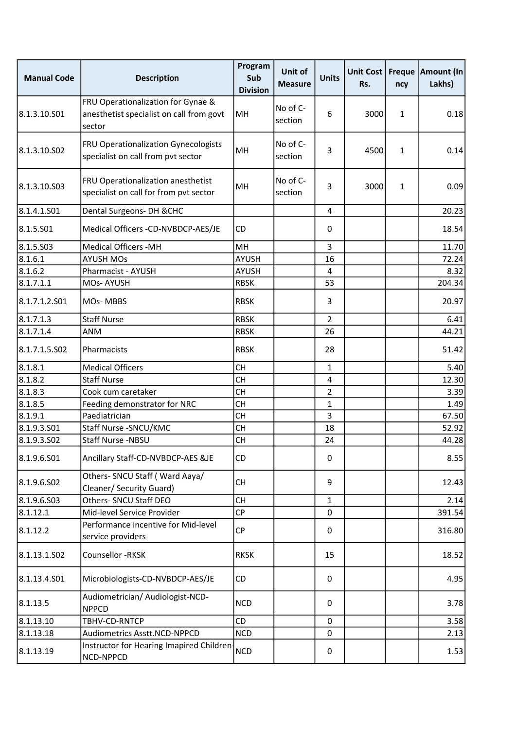| Manual Code | Description | Program Sub Division | Unit of Measure | Units | Unit Cost Rs. | Frequency | Amount (In Lakhs) |
|---|---|---|---|---|---|---|---|
| 8.1.3.10.S01 | FRU Operationalization for Gynae & anesthetist specialist on call from govt sector | MH | No of C-section | 6 | 3000 | 1 | 0.18 |
| 8.1.3.10.S02 | FRU Operationalization Gynecologists specialist on call from pvt sector | MH | No of C-section | 3 | 4500 | 1 | 0.14 |
| 8.1.3.10.S03 | FRU Operationalization anesthetist specialist on call for from pvt sector | MH | No of C-section | 3 | 3000 | 1 | 0.09 |
| 8.1.4.1.S01 | Dental Surgeons- DH &CHC | | | 4 | | | 20.23 |
| 8.1.5.S01 | Medical Officers -CD-NVBDCP-AES/JE | CD | | 0 | | | 18.54 |
| 8.1.5.S03 | Medical Officers -MH | MH | | 3 | | | 11.70 |
| 8.1.6.1 | AYUSH MOs | AYUSH | | 16 | | | 72.24 |
| 8.1.6.2 | Pharmacist - AYUSH | AYUSH | | 4 | | | 8.32 |
| 8.1.7.1.1 | MOs- AYUSH | RBSK | | 53 | | | 204.34 |
| 8.1.7.1.2.S01 | MOs- MBBS | RBSK | | 3 | | | 20.97 |
| 8.1.7.1.3 | Staff Nurse | RBSK | | 2 | | | 6.41 |
| 8.1.7.1.4 | ANM | RBSK | | 26 | | | 44.21 |
| 8.1.7.1.5.S02 | Pharmacists | RBSK | | 28 | | | 51.42 |
| 8.1.8.1 | Medical Officers | CH | | 1 | | | 5.40 |
| 8.1.8.2 | Staff Nurse | CH | | 4 | | | 12.30 |
| 8.1.8.3 | Cook cum caretaker | CH | | 2 | | | 3.39 |
| 8.1.8.5 | Feeding demonstrator for NRC | CH | | 1 | | | 1.49 |
| 8.1.9.1 | Paediatrician | CH | | 3 | | | 67.50 |
| 8.1.9.3.S01 | Staff Nurse -SNCU/KMC | CH | | 18 | | | 52.92 |
| 8.1.9.3.S02 | Staff Nurse -NBSU | CH | | 24 | | | 44.28 |
| 8.1.9.6.S01 | Ancillary Staff-CD-NVBDCP-AES &JE | CD | | 0 | | | 8.55 |
| 8.1.9.6.S02 | Others- SNCU Staff ( Ward Aaya/ Cleaner/ Security Guard) | CH | | 9 | | | 12.43 |
| 8.1.9.6.S03 | Others- SNCU Staff DEO | CH | | 1 | | | 2.14 |
| 8.1.12.1 | Mid-level Service Provider | CP | | 0 | | | 391.54 |
| 8.1.12.2 | Performance incentive for Mid-level service providers | CP | | 0 | | | 316.80 |
| 8.1.13.1.S02 | Counsellor -RKSK | RKSK | | 15 | | | 18.52 |
| 8.1.13.4.S01 | Microbiologists-CD-NVBDCP-AES/JE | CD | | 0 | | | 4.95 |
| 8.1.13.5 | Audiometrician/ Audiologist-NCD-NPPCD | NCD | | 0 | | | 3.78 |
| 8.1.13.10 | TBHV-CD-RNTCP | CD | | 0 | | | 3.58 |
| 8.1.13.18 | Audiometrics Asstt.NCD-NPPCD | NCD | | 0 | | | 2.13 |
| 8.1.13.19 | Instructor for Hearing Imapired Children-NCD-NPPCD | NCD | | 0 | | | 1.53 |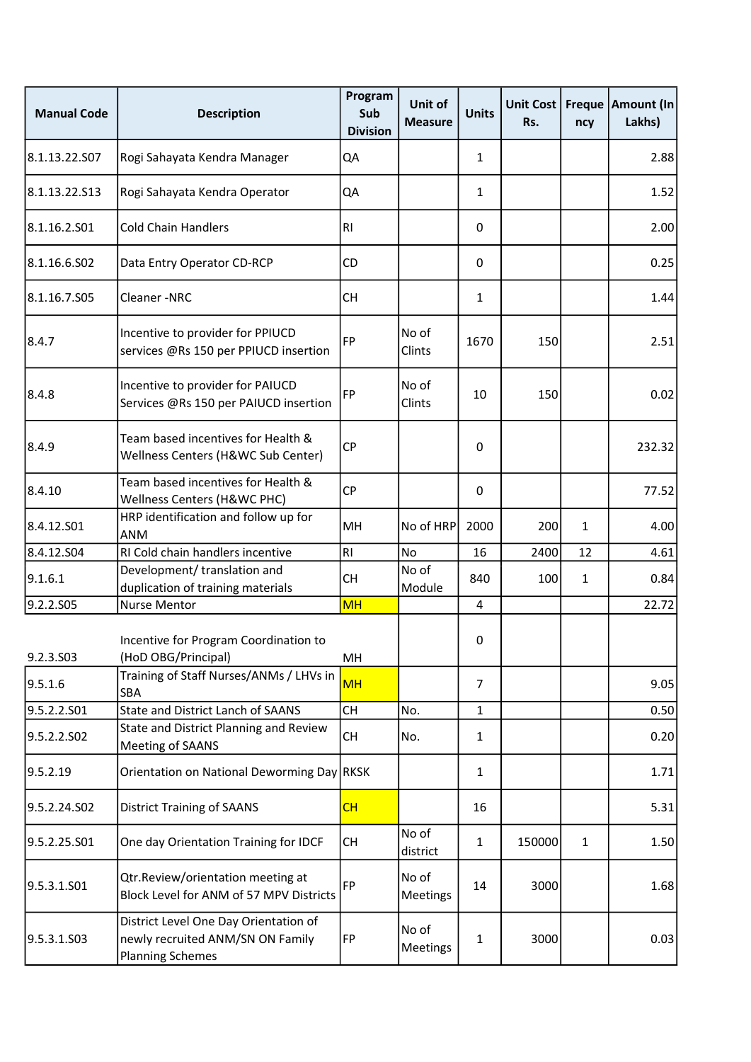| Manual Code | Description | Program Sub Division | Unit of Measure | Units | Unit Cost Rs. | Frequency | Amount (In Lakhs) |
|---|---|---|---|---|---|---|---|
| 8.1.13.22.S07 | Rogi Sahayata Kendra Manager | QA | | 1 | | | 2.88 |
| 8.1.13.22.S13 | Rogi Sahayata Kendra Operator | QA | | 1 | | | 1.52 |
| 8.1.16.2.S01 | Cold Chain Handlers | RI | | 0 | | | 2.00 |
| 8.1.16.6.S02 | Data Entry Operator CD-RCP | CD | | 0 | | | 0.25 |
| 8.1.16.7.S05 | Cleaner -NRC | CH | | 1 | | | 1.44 |
| 8.4.7 | Incentive to provider for PPIUCD services @Rs 150 per PPIUCD insertion | FP | No of Clints | 1670 | 150 | | 2.51 |
| 8.4.8 | Incentive to provider for PAIUCD Services @Rs 150 per PAIUCD insertion | FP | No of Clints | 10 | 150 | | 0.02 |
| 8.4.9 | Team based incentives for Health & Wellness Centers (H&WC Sub Center) | CP | | 0 | | | 232.32 |
| 8.4.10 | Team based incentives for Health & Wellness Centers (H&WC PHC) | CP | | 0 | | | 77.52 |
| 8.4.12.S01 | HRP identification and follow up for ANM | MH | No of HRP | 2000 | 200 | 1 | 4.00 |
| 8.4.12.S04 | RI Cold chain handlers incentive | RI | No | 16 | 2400 | 12 | 4.61 |
| 9.1.6.1 | Development/ translation and duplication of training materials | CH | No of Module | 840 | 100 | 1 | 0.84 |
| 9.2.2.S05 | Nurse Mentor | MH | | 4 | | | 22.72 |
| 9.2.3.S03 | Incentive for Program Coordination to (HoD OBG/Principal) | MH | | 0 | | | |
| 9.5.1.6 | Training of Staff Nurses/ANMs / LHVs in SBA | MH | | 7 | | | 9.05 |
| 9.5.2.2.S01 | State and District Lanch of SAANS | CH | No. | 1 | | | 0.50 |
| 9.5.2.2.S02 | State and District Planning and Review Meeting of SAANS | CH | No. | 1 | | | 0.20 |
| 9.5.2.19 | Orientation on National Deworming Day | RKSK | | 1 | | | 1.71 |
| 9.5.2.24.S02 | District Training of SAANS | CH | | 16 | | | 5.31 |
| 9.5.2.25.S01 | One day Orientation Training for IDCF | CH | No of district | 1 | 150000 | 1 | 1.50 |
| 9.5.3.1.S01 | Qtr.Review/orientation meeting at Block Level for ANM of 57 MPV Districts | FP | No of Meetings | 14 | 3000 | | 1.68 |
| 9.5.3.1.S03 | District Level One Day Orientation of newly recruited ANM/SN ON Family Planning Schemes | FP | No of Meetings | 1 | 3000 | | 0.03 |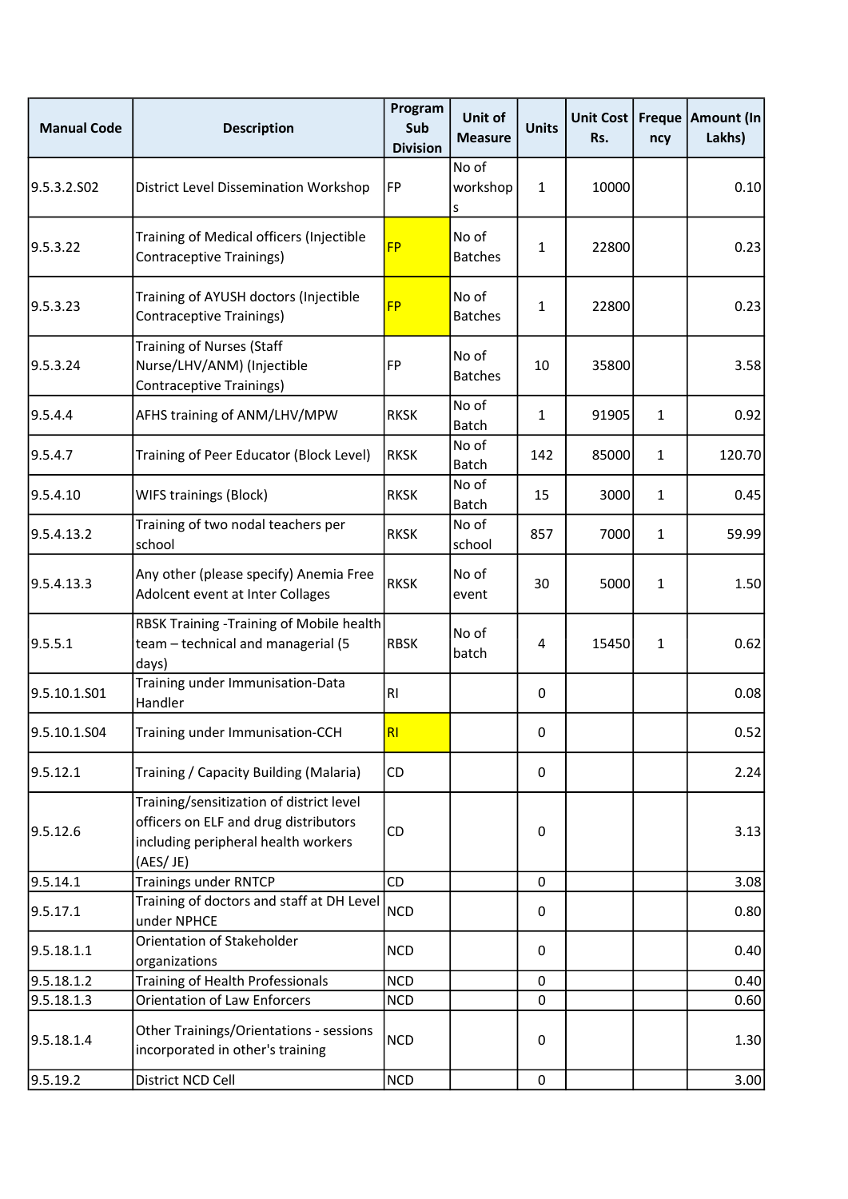| Manual Code | Description | Program Sub Division | Unit of Measure | Units | Unit Cost Rs. | Frequency | Amount (In Lakhs) |
|---|---|---|---|---|---|---|---|
| 9.5.3.2.S02 | District Level Dissemination Workshop | FP | No of workshops | 1 | 10000 | | 0.10 |
| 9.5.3.22 | Training of Medical officers (Injectible Contraceptive Trainings) | FP | No of Batches | 1 | 22800 | | 0.23 |
| 9.5.3.23 | Training of AYUSH doctors (Injectible Contraceptive Trainings) | FP | No of Batches | 1 | 22800 | | 0.23 |
| 9.5.3.24 | Training of Nurses (Staff Nurse/LHV/ANM) (Injectible Contraceptive Trainings) | FP | No of Batches | 10 | 35800 | | 3.58 |
| 9.5.4.4 | AFHS training of ANM/LHV/MPW | RKSK | No of Batch | 1 | 91905 | 1 | 0.92 |
| 9.5.4.7 | Training of Peer Educator (Block Level) | RKSK | No of Batch | 142 | 85000 | 1 | 120.70 |
| 9.5.4.10 | WIFS trainings (Block) | RKSK | No of Batch | 15 | 3000 | 1 | 0.45 |
| 9.5.4.13.2 | Training of two nodal teachers per school | RKSK | No of school | 857 | 7000 | 1 | 59.99 |
| 9.5.4.13.3 | Any other (please specify) Anemia Free Adolcent event at Inter Collages | RKSK | No of event | 30 | 5000 | 1 | 1.50 |
| 9.5.5.1 | RBSK Training -Training of Mobile health team – technical and managerial (5 days) | RBSK | No of batch | 4 | 15450 | 1 | 0.62 |
| 9.5.10.1.S01 | Training under Immunisation-Data Handler | RI | | 0 | | | 0.08 |
| 9.5.10.1.S04 | Training under Immunisation-CCH | RI | | 0 | | | 0.52 |
| 9.5.12.1 | Training / Capacity Building (Malaria) | CD | | 0 | | | 2.24 |
| 9.5.12.6 | Training/sensitization of district level officers on ELF and drug distributors including peripheral health workers (AES/ JE) | CD | | 0 | | | 3.13 |
| 9.5.14.1 | Trainings under RNTCP | CD | | 0 | | | 3.08 |
| 9.5.17.1 | Training of doctors and staff at DH Level under NPHCE | NCD | | 0 | | | 0.80 |
| 9.5.18.1.1 | Orientation of Stakeholder organizations | NCD | | 0 | | | 0.40 |
| 9.5.18.1.2 | Training of Health Professionals | NCD | | 0 | | | 0.40 |
| 9.5.18.1.3 | Orientation of Law Enforcers | NCD | | 0 | | | 0.60 |
| 9.5.18.1.4 | Other Trainings/Orientations - sessions incorporated in other's training | NCD | | 0 | | | 1.30 |
| 9.5.19.2 | District NCD Cell | NCD | | 0 | | | 3.00 |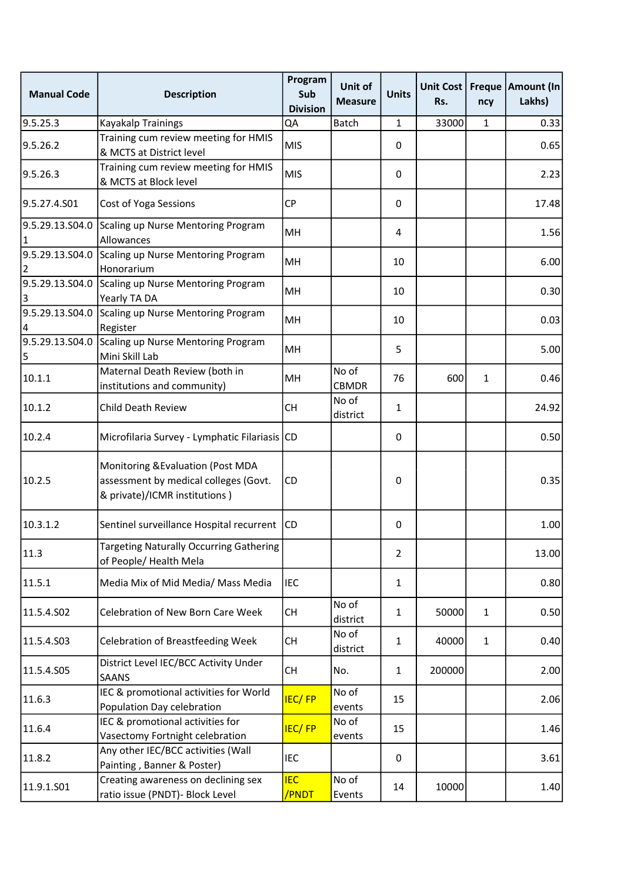| Manual Code | Description | Program Sub Division | Unit of Measure | Units | Unit Cost Rs. | Frequency | Amount (In Lakhs) |
|---|---|---|---|---|---|---|---|
| 9.5.25.3 | Kayakalp Trainings | QA | Batch | 1 | 33000 | 1 | 0.33 |
| 9.5.26.2 | Training cum review meeting for HMIS & MCTS at District level | MIS | | 0 | | | 0.65 |
| 9.5.26.3 | Training cum review meeting for HMIS & MCTS at Block level | MIS | | 0 | | | 2.23 |
| 9.5.27.4.S01 | Cost of Yoga Sessions | CP | | 0 | | | 17.48 |
| 9.5.29.13.S04.01 | Scaling up Nurse Mentoring Program Allowances | MH | | 4 | | | 1.56 |
| 9.5.29.13.S04.02 | Scaling up Nurse Mentoring Program Honorarium | MH | | 10 | | | 6.00 |
| 9.5.29.13.S04.03 | Scaling up Nurse Mentoring Program Yearly TA DA | MH | | 10 | | | 0.30 |
| 9.5.29.13.S04.04 | Scaling up Nurse Mentoring Program Register | MH | | 10 | | | 0.03 |
| 9.5.29.13.S04.05 | Scaling up Nurse Mentoring Program Mini Skill Lab | MH | | 5 | | | 5.00 |
| 10.1.1 | Maternal Death Review (both in institutions and community) | MH | No of CBMDR | 76 | 600 | 1 | 0.46 |
| 10.1.2 | Child Death Review | CH | No of district | 1 | | | 24.92 |
| 10.2.4 | Microfilaria Survey - Lymphatic Filariasis | CD | | 0 | | | 0.50 |
| 10.2.5 | Monitoring &Evaluation (Post MDA assessment by medical colleges (Govt. & private)/ICMR institutions ) | CD | | 0 | | | 0.35 |
| 10.3.1.2 | Sentinel surveillance Hospital recurrent | CD | | 0 | | | 1.00 |
| 11.3 | Targeting Naturally Occurring Gathering of People/ Health Mela | | | 2 | | | 13.00 |
| 11.5.1 | Media Mix of Mid Media/ Mass Media | IEC | | 1 | | | 0.80 |
| 11.5.4.S02 | Celebration of New Born Care Week | CH | No of district | 1 | 50000 | 1 | 0.50 |
| 11.5.4.S03 | Celebration of Breastfeeding Week | CH | No of district | 1 | 40000 | 1 | 0.40 |
| 11.5.4.S05 | District Level IEC/BCC Activity Under SAANS | CH | No. | 1 | 200000 | | 2.00 |
| 11.6.3 | IEC & promotional activities for World Population Day celebration | IEC/ FP | No of events | 15 | | | 2.06 |
| 11.6.4 | IEC & promotional activities for Vasectomy Fortnight celebration | IEC/ FP | No of events | 15 | | | 1.46 |
| 11.8.2 | Any other IEC/BCC activities (Wall Painting , Banner & Poster) | IEC | | 0 | | | 3.61 |
| 11.9.1.S01 | Creating awareness on declining sex ratio issue (PNDT)- Block Level | IEC /PNDT | No of Events | 14 | 10000 | | 1.40 |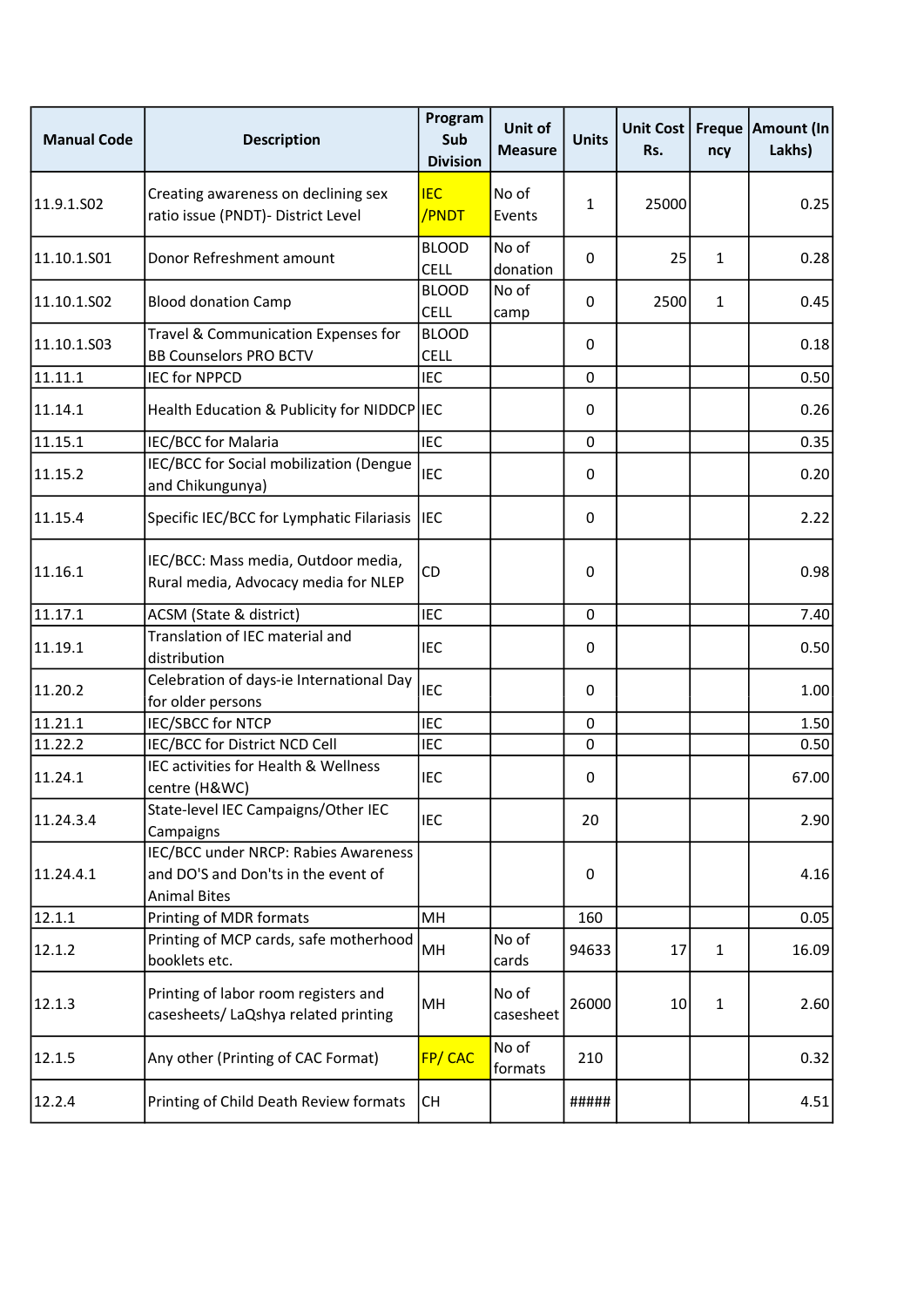| Manual Code | Description | Program Sub Division | Unit of Measure | Units | Unit Cost Rs. | Frequency | Amount (In Lakhs) |
|---|---|---|---|---|---|---|---|
| 11.9.1.S02 | Creating awareness on declining sex ratio issue (PNDT)- District Level | IEC /PNDT | No of Events | 1 | 25000 | | 0.25 |
| 11.10.1.S01 | Donor Refreshment amount | BLOOD CELL | No of donation | 0 | 25 | 1 | 0.28 |
| 11.10.1.S02 | Blood donation Camp | BLOOD CELL | No of camp | 0 | 2500 | 1 | 0.45 |
| 11.10.1.S03 | Travel & Communication Expenses for BB Counselors PRO BCTV | BLOOD CELL | | 0 | | | 0.18 |
| 11.11.1 | IEC for NPPCD | IEC | | 0 | | | 0.50 |
| 11.14.1 | Health Education & Publicity for NIDDCP | IEC | | 0 | | | 0.26 |
| 11.15.1 | IEC/BCC for Malaria | IEC | | 0 | | | 0.35 |
| 11.15.2 | IEC/BCC for Social mobilization (Dengue and Chikungunya) | IEC | | 0 | | | 0.20 |
| 11.15.4 | Specific IEC/BCC for Lymphatic Filariasis | IEC | | 0 | | | 2.22 |
| 11.16.1 | IEC/BCC: Mass media, Outdoor media, Rural media, Advocacy media for NLEP | CD | | 0 | | | 0.98 |
| 11.17.1 | ACSM (State & district) | IEC | | 0 | | | 7.40 |
| 11.19.1 | Translation of IEC material and distribution | IEC | | 0 | | | 0.50 |
| 11.20.2 | Celebration of days-ie International Day for older persons | IEC | | 0 | | | 1.00 |
| 11.21.1 | IEC/SBCC for NTCP | IEC | | 0 | | | 1.50 |
| 11.22.2 | IEC/BCC for District NCD Cell | IEC | | 0 | | | 0.50 |
| 11.24.1 | IEC activities for Health & Wellness centre (H&WC) | IEC | | 0 | | | 67.00 |
| 11.24.3.4 | State-level IEC Campaigns/Other IEC Campaigns | IEC | | 20 | | | 2.90 |
| 11.24.4.1 | IEC/BCC under NRCP: Rabies Awareness and DO'S and Don'ts in the event of Animal Bites | | | 0 | | | 4.16 |
| 12.1.1 | Printing of MDR formats | MH | | 160 | | | 0.05 |
| 12.1.2 | Printing of MCP cards, safe motherhood booklets etc. | MH | No of cards | 94633 | 17 | 1 | 16.09 |
| 12.1.3 | Printing of labor room registers and casesheets/ LaQshya related printing | MH | No of casesheet | 26000 | 10 | 1 | 2.60 |
| 12.1.5 | Any other (Printing of CAC Format) | FP/ CAC | No of formats | 210 | | | 0.32 |
| 12.2.4 | Printing of Child Death Review formats | CH | | ##### | | | 4.51 |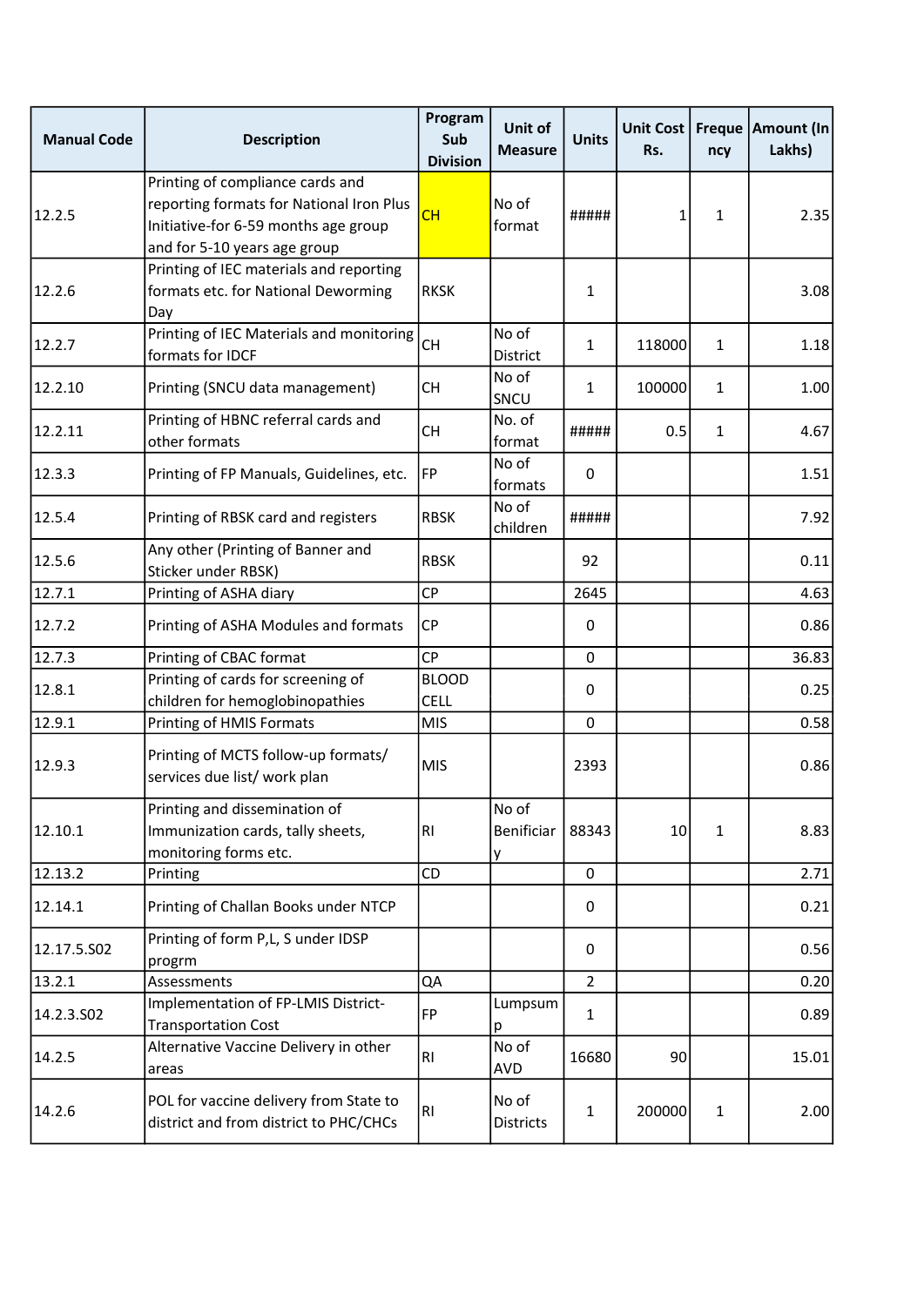| Manual Code | Description | Program Sub Division | Unit of Measure | Units | Unit Cost Rs. | Frequency | Amount (In Lakhs) |
|---|---|---|---|---|---|---|---|
| 12.2.5 | Printing of compliance cards and reporting formats for National Iron Plus Initiative-for 6-59 months age group and for 5-10 years age group | CH | No of format | ##### | 1 | 1 | 2.35 |
| 12.2.6 | Printing of IEC materials and reporting formats etc. for National Deworming Day | RKSK | | 1 | | | 3.08 |
| 12.2.7 | Printing of IEC Materials and monitoring formats for IDCF | CH | No of District | 1 | 118000 | 1 | 1.18 |
| 12.2.10 | Printing (SNCU data management) | CH | No of SNCU | 1 | 100000 | 1 | 1.00 |
| 12.2.11 | Printing of HBNC referral cards and other formats | CH | No. of format | ##### | 0.5 | 1 | 4.67 |
| 12.3.3 | Printing of FP Manuals, Guidelines, etc. | FP | No of formats | 0 | | | 1.51 |
| 12.5.4 | Printing of RBSK card and registers | RBSK | No of children | ##### | | | 7.92 |
| 12.5.6 | Any other (Printing of Banner and Sticker under RBSK) | RBSK | | 92 | | | 0.11 |
| 12.7.1 | Printing of ASHA diary | CP | | 2645 | | | 4.63 |
| 12.7.2 | Printing of ASHA Modules and formats | CP | | 0 | | | 0.86 |
| 12.7.3 | Printing of CBAC format | CP | | 0 | | | 36.83 |
| 12.8.1 | Printing of cards for screening of children for hemoglobinopathies | BLOOD CELL | | 0 | | | 0.25 |
| 12.9.1 | Printing of HMIS Formats | MIS | | 0 | | | 0.58 |
| 12.9.3 | Printing of MCTS follow-up formats/ services due list/ work plan | MIS | | 2393 | | | 0.86 |
| 12.10.1 | Printing and dissemination of Immunization cards, tally sheets, monitoring forms etc. | RI | No of Beneficiary | 88343 | 10 | 1 | 8.83 |
| 12.13.2 | Printing | CD | | 0 | | | 2.71 |
| 12.14.1 | Printing of Challan Books under NTCP | | | 0 | | | 0.21 |
| 12.17.5.S02 | Printing of form P,L, S under IDSP progrm | | | 0 | | | 0.56 |
| 13.2.1 | Assessments | QA | | 2 | | | 0.20 |
| 14.2.3.S02 | Implementation of FP-LMIS District-Transportation Cost | FP | Lumpsump | 1 | | | 0.89 |
| 14.2.5 | Alternative Vaccine Delivery in other areas | RI | No of AVD | 16680 | 90 | | 15.01 |
| 14.2.6 | POL for vaccine delivery from State to district and from district to PHC/CHCs | RI | No of Districts | 1 | 200000 | 1 | 2.00 |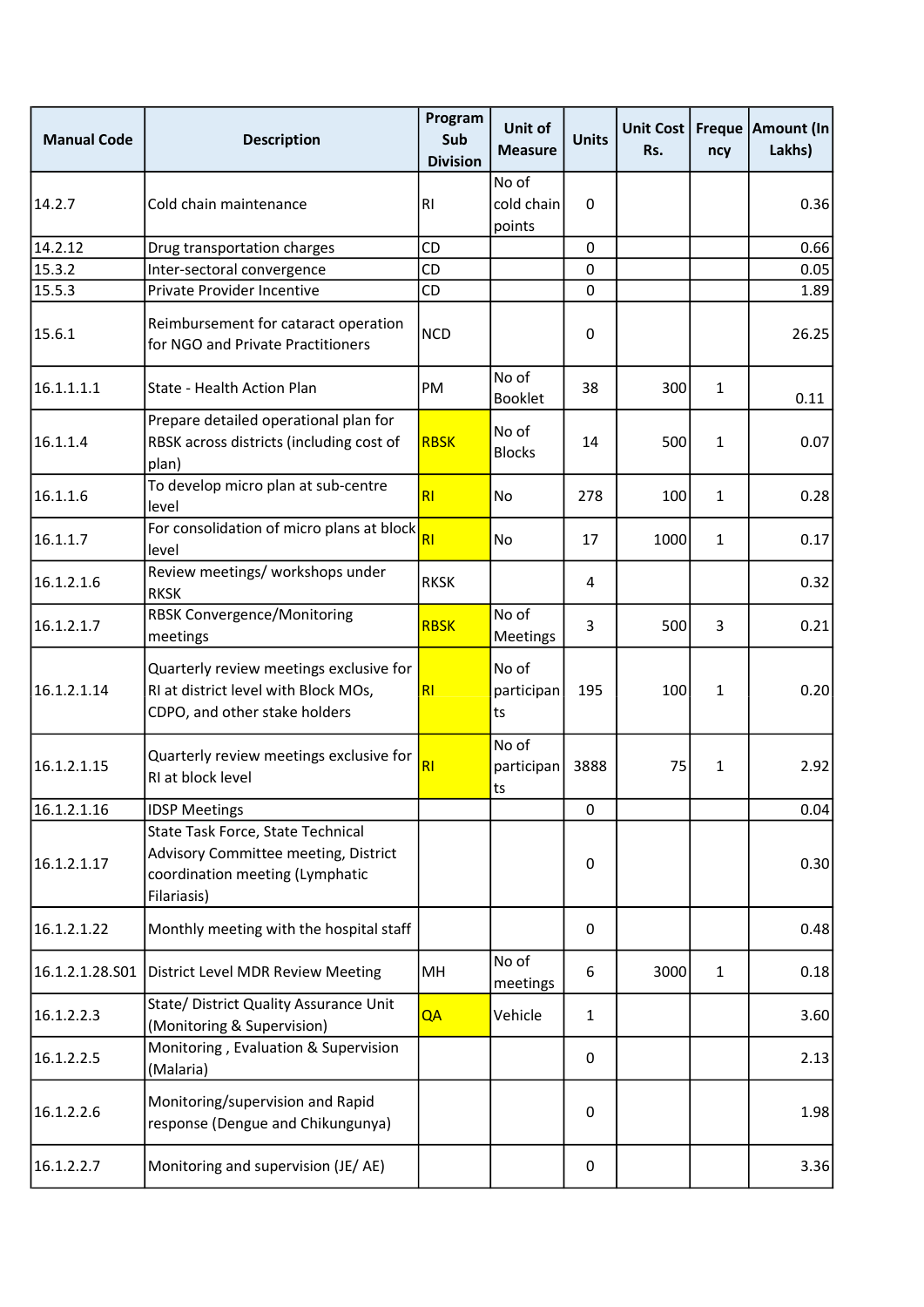| Manual Code | Description | Program Sub Division | Unit of Measure | Units | Unit Cost Rs. | Frequency | Amount (In Lakhs) |
|---|---|---|---|---|---|---|---|
| 14.2.7 | Cold chain maintenance | RI | No of cold chain points | 0 | | | 0.36 |
| 14.2.12 | Drug transportation charges | CD | | 0 | | | 0.66 |
| 15.3.2 | Inter-sectoral convergence | CD | | 0 | | | 0.05 |
| 15.5.3 | Private Provider Incentive | CD | | 0 | | | 1.89 |
| 15.6.1 | Reimbursement for cataract operation for NGO and Private Practitioners | NCD | | 0 | | | 26.25 |
| 16.1.1.1.1 | State - Health Action Plan | PM | No of Booklet | 38 | 300 | 1 | 0.11 |
| 16.1.1.4 | Prepare detailed operational plan for RBSK across districts (including cost of plan) | RBSK | No of Blocks | 14 | 500 | 1 | 0.07 |
| 16.1.1.6 | To develop micro plan at sub-centre level | RI | No | 278 | 100 | 1 | 0.28 |
| 16.1.1.7 | For consolidation of micro plans at block level | RI | No | 17 | 1000 | 1 | 0.17 |
| 16.1.2.1.6 | Review meetings/ workshops under RKSK | RKSK | | 4 | | | 0.32 |
| 16.1.2.1.7 | RBSK Convergence/Monitoring meetings | RBSK | No of Meetings | 3 | 500 | 3 | 0.21 |
| 16.1.2.1.14 | Quarterly review meetings exclusive for RI at district level with Block MOs, CDPO, and other stake holders | RI | No of participants | 195 | 100 | 1 | 0.20 |
| 16.1.2.1.15 | Quarterly review meetings exclusive for RI at block level | RI | No of participants | 3888 | 75 | 1 | 2.92 |
| 16.1.2.1.16 | IDSP Meetings | | | 0 | | | 0.04 |
| 16.1.2.1.17 | State Task Force, State Technical Advisory Committee meeting, District coordination meeting (Lymphatic Filariasis) | | | 0 | | | 0.30 |
| 16.1.2.1.22 | Monthly meeting with the hospital staff | | | 0 | | | 0.48 |
| 16.1.2.1.28.S01 | District Level MDR Review Meeting | MH | No of meetings | 6 | 3000 | 1 | 0.18 |
| 16.1.2.2.3 | State/ District Quality Assurance Unit (Monitoring & Supervision) | QA | Vehicle | 1 | | | 3.60 |
| 16.1.2.2.5 | Monitoring , Evaluation & Supervision (Malaria) | | | 0 | | | 2.13 |
| 16.1.2.2.6 | Monitoring/supervision and Rapid response (Dengue and Chikungunya) | | | 0 | | | 1.98 |
| 16.1.2.2.7 | Monitoring and supervision (JE/ AE) | | | 0 | | | 3.36 |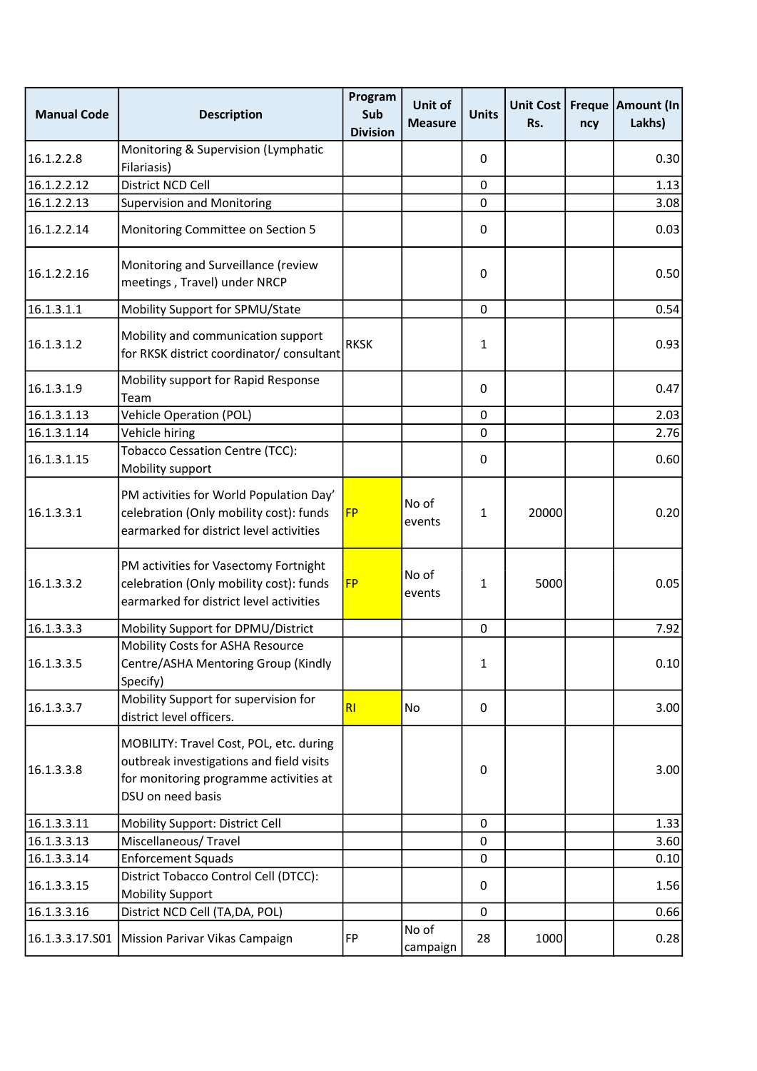| Manual Code | Description | Program Sub Division | Unit of Measure | Units | Unit Cost Rs. | Frequency | Amount (In Lakhs) |
|---|---|---|---|---|---|---|---|
| 16.1.2.2.8 | Monitoring & Supervision (Lymphatic Filariasis) | | | 0 | | | 0.30 |
| 16.1.2.2.12 | District NCD Cell | | | 0 | | | 1.13 |
| 16.1.2.2.13 | Supervision and Monitoring | | | 0 | | | 3.08 |
| 16.1.2.2.14 | Monitoring Committee on Section 5 | | | 0 | | | 0.03 |
| 16.1.2.2.16 | Monitoring and Surveillance (review meetings , Travel) under NRCP | | | 0 | | | 0.50 |
| 16.1.3.1.1 | Mobility Support for SPMU/State | | | 0 | | | 0.54 |
| 16.1.3.1.2 | Mobility and communication support for RKSK district coordinator/ consultant | RKSK | | 1 | | | 0.93 |
| 16.1.3.1.9 | Mobility support for Rapid Response Team | | | 0 | | | 0.47 |
| 16.1.3.1.13 | Vehicle Operation (POL) | | | 0 | | | 2.03 |
| 16.1.3.1.14 | Vehicle hiring | | | 0 | | | 2.76 |
| 16.1.3.1.15 | Tobacco Cessation Centre (TCC): Mobility support | | | 0 | | | 0.60 |
| 16.1.3.3.1 | PM activities for World Population Day' celebration (Only mobility cost): funds earmarked for district level activities | FP | No of events | 1 | 20000 | | 0.20 |
| 16.1.3.3.2 | PM activities for Vasectomy Fortnight celebration (Only mobility cost): funds earmarked for district level activities | FP | No of events | 1 | 5000 | | 0.05 |
| 16.1.3.3.3 | Mobility Support for DPMU/District | | | 0 | | | 7.92 |
| 16.1.3.3.5 | Mobility Costs for ASHA Resource Centre/ASHA Mentoring Group (Kindly Specify) | | | 1 | | | 0.10 |
| 16.1.3.3.7 | Mobility Support for supervision for district level officers. | RI | No | 0 | | | 3.00 |
| 16.1.3.3.8 | MOBILITY: Travel Cost, POL, etc. during outbreak investigations and field visits for monitoring programme activities at DSU on need basis | | | 0 | | | 3.00 |
| 16.1.3.3.11 | Mobility Support: District Cell | | | 0 | | | 1.33 |
| 16.1.3.3.13 | Miscellaneous/ Travel | | | 0 | | | 3.60 |
| 16.1.3.3.14 | Enforcement Squads | | | 0 | | | 0.10 |
| 16.1.3.3.15 | District Tobacco Control Cell (DTCC): Mobility Support | | | 0 | | | 1.56 |
| 16.1.3.3.16 | District NCD Cell (TA,DA, POL) | | | 0 | | | 0.66 |
| 16.1.3.3.17.S01 | Mission Parivar Vikas Campaign | FP | No of campaign | 28 | 1000 | | 0.28 |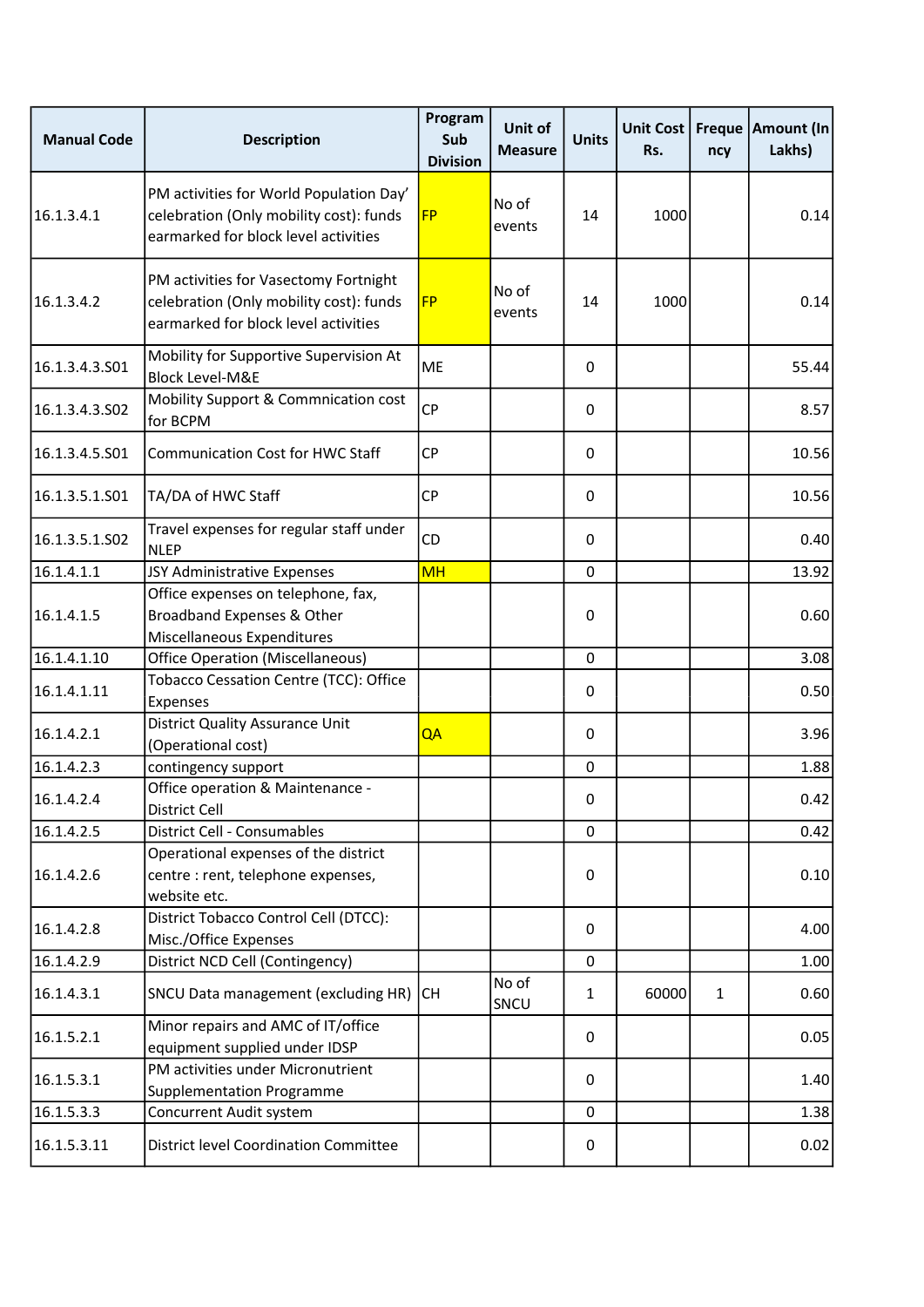| Manual Code | Description | Program Sub Division | Unit of Measure | Units | Unit Cost Rs. | Frequency | Amount (In Lakhs) |
|---|---|---|---|---|---|---|---|
| 16.1.3.4.1 | PM activities for World Population Day' celebration (Only mobility cost): funds earmarked for block level activities | FP | No of events | 14 | 1000 | | 0.14 |
| 16.1.3.4.2 | PM activities for Vasectomy Fortnight celebration (Only mobility cost): funds earmarked for block level activities | FP | No of events | 14 | 1000 | | 0.14 |
| 16.1.3.4.3.S01 | Mobility for Supportive Supervision At Block Level-M&E | ME | | 0 | | | 55.44 |
| 16.1.3.4.3.S02 | Mobility Support & Commnication cost for BCPM | CP | | 0 | | | 8.57 |
| 16.1.3.4.5.S01 | Communication Cost for HWC Staff | CP | | 0 | | | 10.56 |
| 16.1.3.5.1.S01 | TA/DA of HWC Staff | CP | | 0 | | | 10.56 |
| 16.1.3.5.1.S02 | Travel expenses for regular staff under NLEP | CD | | 0 | | | 0.40 |
| 16.1.4.1.1 | JSY Administrative Expenses | MH | | 0 | | | 13.92 |
| 16.1.4.1.5 | Office expenses on telephone, fax, Broadband Expenses & Other Miscellaneous Expenditures | | | 0 | | | 0.60 |
| 16.1.4.1.10 | Office Operation (Miscellaneous) | | | 0 | | | 3.08 |
| 16.1.4.1.11 | Tobacco Cessation Centre (TCC): Office Expenses | | | 0 | | | 0.50 |
| 16.1.4.2.1 | District Quality Assurance Unit (Operational cost) | QA | | 0 | | | 3.96 |
| 16.1.4.2.3 | contingency support | | | 0 | | | 1.88 |
| 16.1.4.2.4 | Office operation & Maintenance - District Cell | | | 0 | | | 0.42 |
| 16.1.4.2.5 | District Cell - Consumables | | | 0 | | | 0.42 |
| 16.1.4.2.6 | Operational expenses of the district centre : rent, telephone expenses, website etc. | | | 0 | | | 0.10 |
| 16.1.4.2.8 | District Tobacco Control Cell (DTCC): Misc./Office Expenses | | | 0 | | | 4.00 |
| 16.1.4.2.9 | District NCD Cell (Contingency) | | | 0 | | | 1.00 |
| 16.1.4.3.1 | SNCU Data management (excluding HR) | CH | No of SNCU | 1 | 60000 | 1 | 0.60 |
| 16.1.5.2.1 | Minor repairs and AMC of IT/office equipment supplied under IDSP | | | 0 | | | 0.05 |
| 16.1.5.3.1 | PM activities under Micronutrient Supplementation Programme | | | 0 | | | 1.40 |
| 16.1.5.3.3 | Concurrent Audit system | | | 0 | | | 1.38 |
| 16.1.5.3.11 | District level Coordination Committee | | | 0 | | | 0.02 |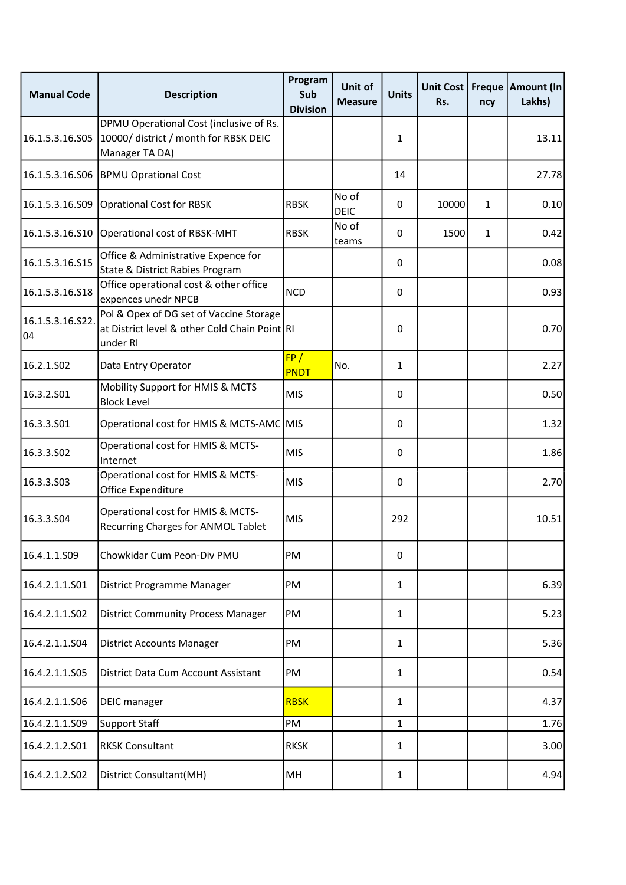| Manual Code | Description | Program Sub Division | Unit of Measure | Units | Unit Cost Rs. | Frequency | Amount (In Lakhs) |
|---|---|---|---|---|---|---|---|
| 16.1.5.3.16.S05 | DPMU Operational Cost (inclusive of Rs. 10000/ district / month for RBSK DEIC Manager TA DA) | | | 1 | | | 13.11 |
| 16.1.5.3.16.S06 | BPMU Oprational Cost | | | 14 | | | 27.78 |
| 16.1.5.3.16.S09 | Oprational Cost for RBSK | RBSK | No of DEIC | 0 | 10000 | 1 | 0.10 |
| 16.1.5.3.16.S10 | Operational cost of RBSK-MHT | RBSK | No of teams | 0 | 1500 | 1 | 0.42 |
| 16.1.5.3.16.S15 | Office & Administrative Expence for State & District Rabies Program | | | 0 | | | 0.08 |
| 16.1.5.3.16.S18 | Office operational cost & other office expences unedr NPCB | NCD | | 0 | | | 0.93 |
| 16.1.5.3.16.S22.04 | Pol & Opex of DG set of Vaccine Storage at District level & other Cold Chain Point under RI | RI | | 0 | | | 0.70 |
| 16.2.1.S02 | Data Entry Operator | FP / PNDT | No. | 1 | | | 2.27 |
| 16.3.2.S01 | Mobility Support for HMIS & MCTS Block Level | MIS | | 0 | | | 0.50 |
| 16.3.3.S01 | Operational cost for HMIS & MCTS-AMC | MIS | | 0 | | | 1.32 |
| 16.3.3.S02 | Operational cost for HMIS & MCTS-Internet | MIS | | 0 | | | 1.86 |
| 16.3.3.S03 | Operational cost for HMIS & MCTS-Office Expenditure | MIS | | 0 | | | 2.70 |
| 16.3.3.S04 | Operational cost for HMIS & MCTS-Recurring Charges for ANMOL Tablet | MIS | | 292 | | | 10.51 |
| 16.4.1.1.S09 | Chowkidar Cum Peon-Div PMU | PM | | 0 | | | |
| 16.4.2.1.1.S01 | District Programme Manager | PM | | 1 | | | 6.39 |
| 16.4.2.1.1.S02 | District Community Process Manager | PM | | 1 | | | 5.23 |
| 16.4.2.1.1.S04 | District Accounts Manager | PM | | 1 | | | 5.36 |
| 16.4.2.1.1.S05 | District Data Cum Account Assistant | PM | | 1 | | | 0.54 |
| 16.4.2.1.1.S06 | DEIC manager | RBSK | | 1 | | | 4.37 |
| 16.4.2.1.1.S09 | Support Staff | PM | | 1 | | | 1.76 |
| 16.4.2.1.2.S01 | RKSK Consultant | RKSK | | 1 | | | 3.00 |
| 16.4.2.1.2.S02 | District Consultant(MH) | MH | | 1 | | | 4.94 |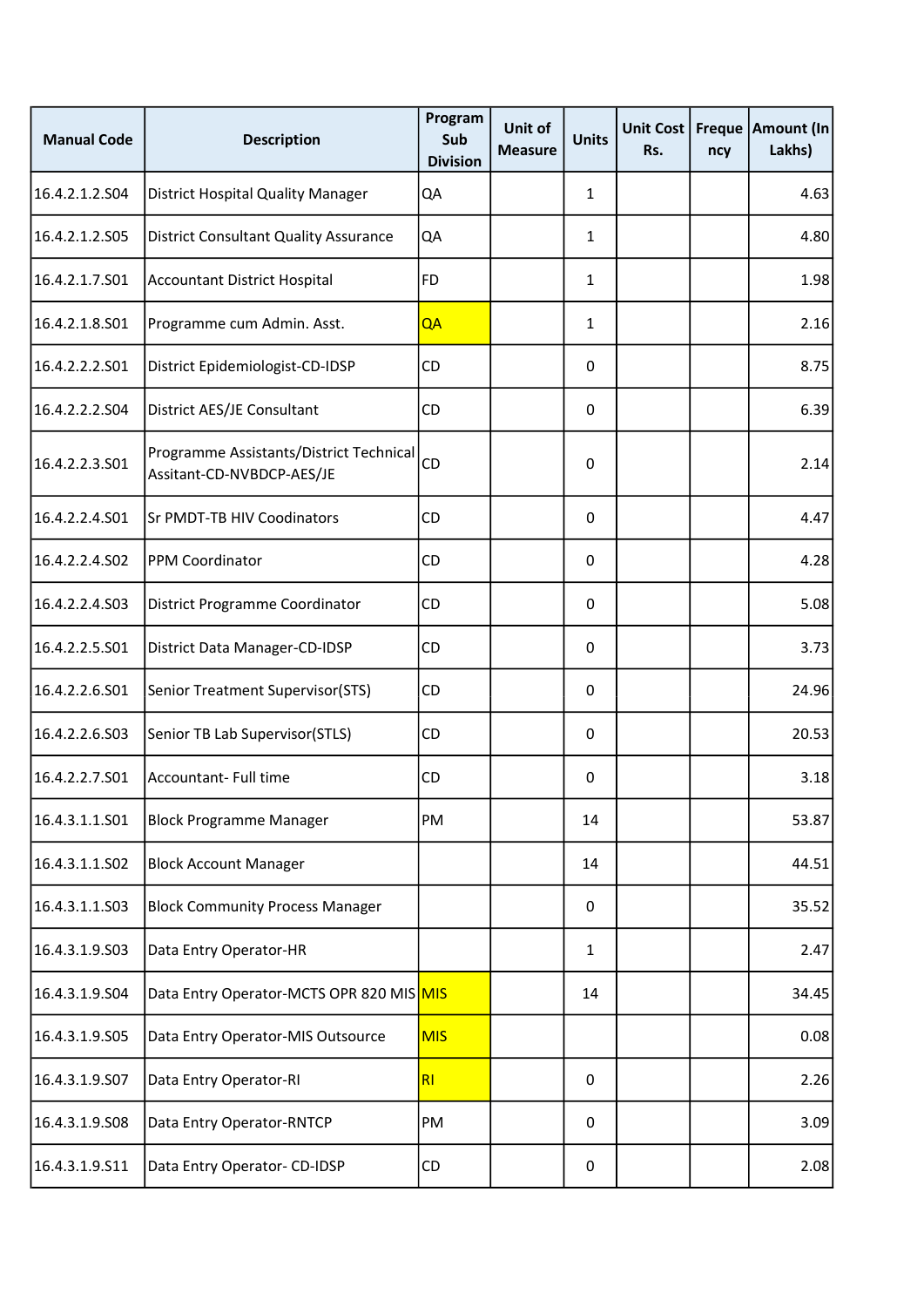| Manual Code | Description | Program Sub Division | Unit of Measure | Units | Unit Cost Rs. | Frequency | Amount (In Lakhs) |
|---|---|---|---|---|---|---|---|
| 16.4.2.1.2.S04 | District Hospital Quality Manager | QA | | 1 | | | 4.63 |
| 16.4.2.1.2.S05 | District Consultant Quality Assurance | QA | | 1 | | | 4.80 |
| 16.4.2.1.7.S01 | Accountant District Hospital | FD | | 1 | | | 1.98 |
| 16.4.2.1.8.S01 | Programme cum Admin. Asst. | QA | | 1 | | | 2.16 |
| 16.4.2.2.2.S01 | District Epidemiologist-CD-IDSP | CD | | 0 | | | 8.75 |
| 16.4.2.2.2.S04 | District AES/JE Consultant | CD | | 0 | | | 6.39 |
| 16.4.2.2.3.S01 | Programme Assistants/District Technical Assitant-CD-NVBDCP-AES/JE | CD | | 0 | | | 2.14 |
| 16.4.2.2.4.S01 | Sr PMDT-TB HIV Coodinators | CD | | 0 | | | 4.47 |
| 16.4.2.2.4.S02 | PPM Coordinator | CD | | 0 | | | 4.28 |
| 16.4.2.2.4.S03 | District Programme Coordinator | CD | | 0 | | | 5.08 |
| 16.4.2.2.5.S01 | District Data Manager-CD-IDSP | CD | | 0 | | | 3.73 |
| 16.4.2.2.6.S01 | Senior Treatment Supervisor(STS) | CD | | 0 | | | 24.96 |
| 16.4.2.2.6.S03 | Senior TB Lab Supervisor(STLS) | CD | | 0 | | | 20.53 |
| 16.4.2.2.7.S01 | Accountant- Full time | CD | | 0 | | | 3.18 |
| 16.4.3.1.1.S01 | Block Programme Manager | PM | | 14 | | | 53.87 |
| 16.4.3.1.1.S02 | Block Account Manager | | | 14 | | | 44.51 |
| 16.4.3.1.1.S03 | Block Community Process Manager | | | 0 | | | 35.52 |
| 16.4.3.1.9.S03 | Data Entry Operator-HR | | | 1 | | | 2.47 |
| 16.4.3.1.9.S04 | Data Entry Operator-MCTS OPR 820 MIS | MIS | | 14 | | | 34.45 |
| 16.4.3.1.9.S05 | Data Entry Operator-MIS Outsource | MIS | | | | | 0.08 |
| 16.4.3.1.9.S07 | Data Entry Operator-RI | RI | | 0 | | | 2.26 |
| 16.4.3.1.9.S08 | Data Entry Operator-RNTCP | PM | | 0 | | | 3.09 |
| 16.4.3.1.9.S11 | Data Entry Operator- CD-IDSP | CD | | 0 | | | 2.08 |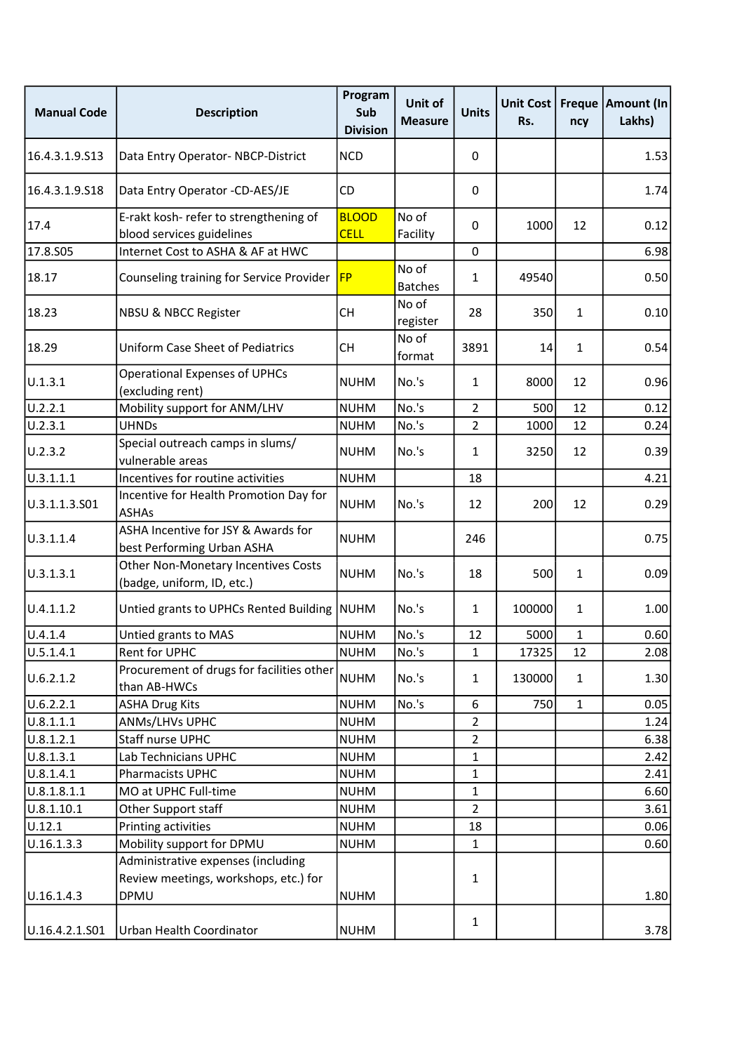| Manual Code | Description | Program Sub Division | Unit of Measure | Units | Unit Cost Rs. | Frequency | Amount (In Lakhs) |
|---|---|---|---|---|---|---|---|
| 16.4.3.1.9.S13 | Data Entry Operator- NBCP-District | NCD | | 0 | | | 1.53 |
| 16.4.3.1.9.S18 | Data Entry Operator -CD-AES/JE | CD | | 0 | | | 1.74 |
| 17.4 | E-rakt kosh- refer to strengthening of blood services guidelines | BLOOD CELL | No of Facility | 0 | 1000 | 12 | 0.12 |
| 17.8.S05 | Internet Cost to ASHA & AF at HWC | | | 0 | | | 6.98 |
| 18.17 | Counseling training for Service Provider | FP | No of Batches | 1 | 49540 | | 0.50 |
| 18.23 | NBSU & NBCC Register | CH | No of register | 28 | 350 | 1 | 0.10 |
| 18.29 | Uniform Case Sheet of Pediatrics | CH | No of format | 3891 | 14 | 1 | 0.54 |
| U.1.3.1 | Operational Expenses of UPHCs (excluding rent) | NUHM | No.'s | 1 | 8000 | 12 | 0.96 |
| U.2.2.1 | Mobility support for ANM/LHV | NUHM | No.'s | 2 | 500 | 12 | 0.12 |
| U.2.3.1 | UHNDs | NUHM | No.'s | 2 | 1000 | 12 | 0.24 |
| U.2.3.2 | Special outreach camps in slums/ vulnerable areas | NUHM | No.'s | 1 | 3250 | 12 | 0.39 |
| U.3.1.1.1 | Incentives for routine activities | NUHM | | 18 | | | 4.21 |
| U.3.1.1.3.S01 | Incentive for Health Promotion Day for ASHAs | NUHM | No.'s | 12 | 200 | 12 | 0.29 |
| U.3.1.1.4 | ASHA Incentive for JSY & Awards for best Performing Urban ASHA | NUHM | | 246 | | | 0.75 |
| U.3.1.3.1 | Other Non-Monetary Incentives Costs (badge, uniform, ID, etc.) | NUHM | No.'s | 18 | 500 | 1 | 0.09 |
| U.4.1.1.2 | Untied grants to UPHCs Rented Building | NUHM | No.'s | 1 | 100000 | 1 | 1.00 |
| U.4.1.4 | Untied grants to MAS | NUHM | No.'s | 12 | 5000 | 1 | 0.60 |
| U.5.1.4.1 | Rent for UPHC | NUHM | No.'s | 1 | 17325 | 12 | 2.08 |
| U.6.2.1.2 | Procurement of drugs for facilities other than AB-HWCs | NUHM | No.'s | 1 | 130000 | 1 | 1.30 |
| U.6.2.2.1 | ASHA Drug Kits | NUHM | No.'s | 6 | 750 | 1 | 0.05 |
| U.8.1.1.1 | ANMs/LHVs UPHC | NUHM | | 2 | | | 1.24 |
| U.8.1.2.1 | Staff nurse UPHC | NUHM | | 2 | | | 6.38 |
| U.8.1.3.1 | Lab Technicians UPHC | NUHM | | 1 | | | 2.42 |
| U.8.1.4.1 | Pharmacists UPHC | NUHM | | 1 | | | 2.41 |
| U.8.1.8.1.1 | MO at UPHC Full-time | NUHM | | 1 | | | 6.60 |
| U.8.1.10.1 | Other Support staff | NUHM | | 2 | | | 3.61 |
| U.12.1 | Printing activities | NUHM | | 18 | | | 0.06 |
| U.16.1.3.3 | Mobility support for DPMU | NUHM | | 1 | | | 0.60 |
| U.16.1.4.3 | Administrative expenses (including Review meetings, workshops, etc.) for DPMU | NUHM | | 1 | | | 1.80 |
| U.16.4.2.1.S01 | Urban Health Coordinator | NUHM | | 1 | | | 3.78 |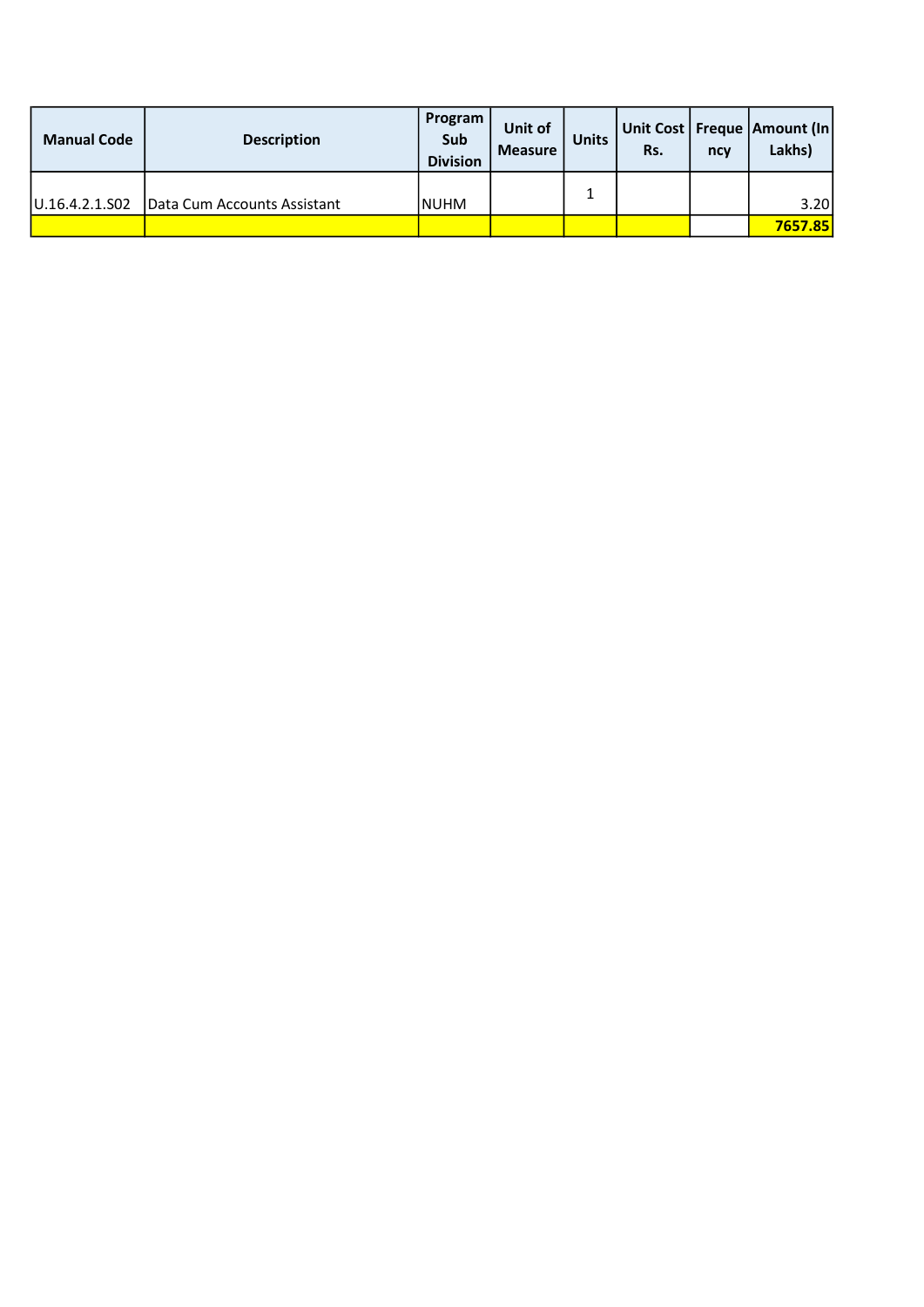| Manual Code | Description | Program Sub Division | Unit of Measure | Units | Unit Cost Rs. | Frequency | Amount (In Lakhs) |
|---|---|---|---|---|---|---|---|
| U.16.4.2.1.S02 | Data Cum Accounts Assistant | NUHM | | 1 | | | 3.20 |
| | | | | | | | **7657.85** |